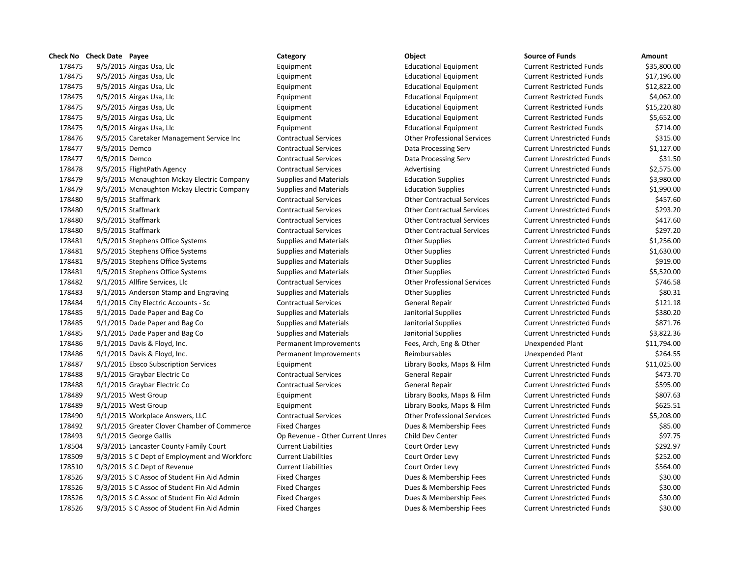| Check No | Check Date | Payee | Category | Object | Source of Funds | Amount |
|---|---|---|---|---|---|---|
| 178475 | 9/5/2015 | Airgas Usa, Llc | Equipment | Educational Equipment | Current Restricted Funds | $35,800.00 |
| 178475 | 9/5/2015 | Airgas Usa, Llc | Equipment | Educational Equipment | Current Restricted Funds | $17,196.00 |
| 178475 | 9/5/2015 | Airgas Usa, Llc | Equipment | Educational Equipment | Current Restricted Funds | $12,822.00 |
| 178475 | 9/5/2015 | Airgas Usa, Llc | Equipment | Educational Equipment | Current Restricted Funds | $4,062.00 |
| 178475 | 9/5/2015 | Airgas Usa, Llc | Equipment | Educational Equipment | Current Restricted Funds | $15,220.80 |
| 178475 | 9/5/2015 | Airgas Usa, Llc | Equipment | Educational Equipment | Current Restricted Funds | $5,652.00 |
| 178475 | 9/5/2015 | Airgas Usa, Llc | Equipment | Educational Equipment | Current Restricted Funds | $714.00 |
| 178476 | 9/5/2015 | Caretaker Management Service Inc | Contractual Services | Other Professional Services | Current Unrestricted Funds | $315.00 |
| 178477 | 9/5/2015 | Demco | Contractual Services | Data Processing Serv | Current Unrestricted Funds | $1,127.00 |
| 178477 | 9/5/2015 | Demco | Contractual Services | Data Processing Serv | Current Unrestricted Funds | $31.50 |
| 178478 | 9/5/2015 | FlightPath Agency | Contractual Services | Advertising | Current Unrestricted Funds | $2,575.00 |
| 178479 | 9/5/2015 | Mcnaughton Mckay Electric Company | Supplies and Materials | Education Supplies | Current Unrestricted Funds | $3,980.00 |
| 178479 | 9/5/2015 | Mcnaughton Mckay Electric Company | Supplies and Materials | Education Supplies | Current Unrestricted Funds | $1,990.00 |
| 178480 | 9/5/2015 | Staffmark | Contractual Services | Other Contractual Services | Current Unrestricted Funds | $457.60 |
| 178480 | 9/5/2015 | Staffmark | Contractual Services | Other Contractual Services | Current Unrestricted Funds | $293.20 |
| 178480 | 9/5/2015 | Staffmark | Contractual Services | Other Contractual Services | Current Unrestricted Funds | $417.60 |
| 178480 | 9/5/2015 | Staffmark | Contractual Services | Other Contractual Services | Current Unrestricted Funds | $297.20 |
| 178481 | 9/5/2015 | Stephens Office Systems | Supplies and Materials | Other Supplies | Current Unrestricted Funds | $1,256.00 |
| 178481 | 9/5/2015 | Stephens Office Systems | Supplies and Materials | Other Supplies | Current Unrestricted Funds | $1,630.00 |
| 178481 | 9/5/2015 | Stephens Office Systems | Supplies and Materials | Other Supplies | Current Unrestricted Funds | $919.00 |
| 178481 | 9/5/2015 | Stephens Office Systems | Supplies and Materials | Other Supplies | Current Unrestricted Funds | $5,520.00 |
| 178482 | 9/1/2015 | Allfire Services, Llc | Contractual Services | Other Professional Services | Current Unrestricted Funds | $746.58 |
| 178483 | 9/1/2015 | Anderson Stamp and Engraving | Supplies and Materials | Other Supplies | Current Unrestricted Funds | $80.31 |
| 178484 | 9/1/2015 | City Electric Accounts - Sc | Contractual Services | General Repair | Current Unrestricted Funds | $121.18 |
| 178485 | 9/1/2015 | Dade Paper and Bag Co | Supplies and Materials | Janitorial Supplies | Current Unrestricted Funds | $380.20 |
| 178485 | 9/1/2015 | Dade Paper and Bag Co | Supplies and Materials | Janitorial Supplies | Current Unrestricted Funds | $871.76 |
| 178485 | 9/1/2015 | Dade Paper and Bag Co | Supplies and Materials | Janitorial Supplies | Current Unrestricted Funds | $3,822.36 |
| 178486 | 9/1/2015 | Davis & Floyd, Inc. | Permanent Improvements | Fees, Arch, Eng & Other | Unexpended Plant | $11,794.00 |
| 178486 | 9/1/2015 | Davis & Floyd, Inc. | Permanent Improvements | Reimbursables | Unexpended Plant | $264.55 |
| 178487 | 9/1/2015 | Ebsco Subscription Services | Equipment | Library Books, Maps & Film | Current Unrestricted Funds | $11,025.00 |
| 178488 | 9/1/2015 | Graybar Electric Co | Contractual Services | General Repair | Current Unrestricted Funds | $473.70 |
| 178488 | 9/1/2015 | Graybar Electric Co | Contractual Services | General Repair | Current Unrestricted Funds | $595.00 |
| 178489 | 9/1/2015 | West Group | Equipment | Library Books, Maps & Film | Current Unrestricted Funds | $807.63 |
| 178489 | 9/1/2015 | West Group | Equipment | Library Books, Maps & Film | Current Unrestricted Funds | $625.51 |
| 178490 | 9/1/2015 | Workplace Answers, LLC | Contractual Services | Other Professional Services | Current Unrestricted Funds | $5,208.00 |
| 178492 | 9/1/2015 | Greater Clover Chamber of Commerce | Fixed Charges | Dues & Membership Fees | Current Unrestricted Funds | $85.00 |
| 178493 | 9/1/2015 | George Gallis | Op Revenue - Other Current Unres | Child Dev Center | Current Unrestricted Funds | $97.75 |
| 178504 | 9/3/2015 | Lancaster County Family Court | Current Liabilities | Court Order Levy | Current Unrestricted Funds | $292.97 |
| 178509 | 9/3/2015 | S C Dept of Employment and Workforc | Current Liabilities | Court Order Levy | Current Unrestricted Funds | $252.00 |
| 178510 | 9/3/2015 | S C Dept of Revenue | Current Liabilities | Court Order Levy | Current Unrestricted Funds | $564.00 |
| 178526 | 9/3/2015 | S C Assoc of Student Fin Aid Admin | Fixed Charges | Dues & Membership Fees | Current Unrestricted Funds | $30.00 |
| 178526 | 9/3/2015 | S C Assoc of Student Fin Aid Admin | Fixed Charges | Dues & Membership Fees | Current Unrestricted Funds | $30.00 |
| 178526 | 9/3/2015 | S C Assoc of Student Fin Aid Admin | Fixed Charges | Dues & Membership Fees | Current Unrestricted Funds | $30.00 |
| 178526 | 9/3/2015 | S C Assoc of Student Fin Aid Admin | Fixed Charges | Dues & Membership Fees | Current Unrestricted Funds | $30.00 |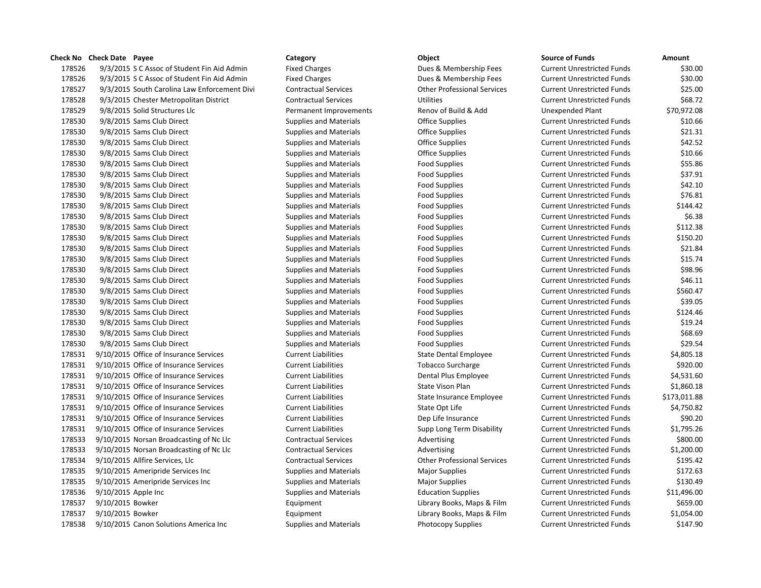| Check No | Check Date | Payee | Category | Object | Source of Funds | Amount |
|---|---|---|---|---|---|---|
| 178526 | 9/3/2015 | S C Assoc of Student Fin Aid Admin | Fixed Charges | Dues & Membership Fees | Current Unrestricted Funds | $30.00 |
| 178526 | 9/3/2015 | S C Assoc of Student Fin Aid Admin | Fixed Charges | Dues & Membership Fees | Current Unrestricted Funds | $30.00 |
| 178527 | 9/3/2015 | South Carolina Law Enforcement Divi | Contractual Services | Other Professional Services | Current Unrestricted Funds | $25.00 |
| 178528 | 9/3/2015 | Chester Metropolitan District | Contractual Services | Utilities | Current Unrestricted Funds | $68.72 |
| 178529 | 9/8/2015 | Solid Structures Llc | Permanent Improvements | Renov of Build & Add | Unexpended Plant | $70,972.08 |
| 178530 | 9/8/2015 | Sams Club Direct | Supplies and Materials | Office Supplies | Current Unrestricted Funds | $10.66 |
| 178530 | 9/8/2015 | Sams Club Direct | Supplies and Materials | Office Supplies | Current Unrestricted Funds | $21.31 |
| 178530 | 9/8/2015 | Sams Club Direct | Supplies and Materials | Office Supplies | Current Unrestricted Funds | $42.52 |
| 178530 | 9/8/2015 | Sams Club Direct | Supplies and Materials | Office Supplies | Current Unrestricted Funds | $10.66 |
| 178530 | 9/8/2015 | Sams Club Direct | Supplies and Materials | Food Supplies | Current Unrestricted Funds | $55.86 |
| 178530 | 9/8/2015 | Sams Club Direct | Supplies and Materials | Food Supplies | Current Unrestricted Funds | $37.91 |
| 178530 | 9/8/2015 | Sams Club Direct | Supplies and Materials | Food Supplies | Current Unrestricted Funds | $42.10 |
| 178530 | 9/8/2015 | Sams Club Direct | Supplies and Materials | Food Supplies | Current Unrestricted Funds | $76.81 |
| 178530 | 9/8/2015 | Sams Club Direct | Supplies and Materials | Food Supplies | Current Unrestricted Funds | $144.42 |
| 178530 | 9/8/2015 | Sams Club Direct | Supplies and Materials | Food Supplies | Current Unrestricted Funds | $6.38 |
| 178530 | 9/8/2015 | Sams Club Direct | Supplies and Materials | Food Supplies | Current Unrestricted Funds | $112.38 |
| 178530 | 9/8/2015 | Sams Club Direct | Supplies and Materials | Food Supplies | Current Unrestricted Funds | $150.20 |
| 178530 | 9/8/2015 | Sams Club Direct | Supplies and Materials | Food Supplies | Current Unrestricted Funds | $21.84 |
| 178530 | 9/8/2015 | Sams Club Direct | Supplies and Materials | Food Supplies | Current Unrestricted Funds | $15.74 |
| 178530 | 9/8/2015 | Sams Club Direct | Supplies and Materials | Food Supplies | Current Unrestricted Funds | $98.96 |
| 178530 | 9/8/2015 | Sams Club Direct | Supplies and Materials | Food Supplies | Current Unrestricted Funds | $46.11 |
| 178530 | 9/8/2015 | Sams Club Direct | Supplies and Materials | Food Supplies | Current Unrestricted Funds | $560.47 |
| 178530 | 9/8/2015 | Sams Club Direct | Supplies and Materials | Food Supplies | Current Unrestricted Funds | $39.05 |
| 178530 | 9/8/2015 | Sams Club Direct | Supplies and Materials | Food Supplies | Current Unrestricted Funds | $124.46 |
| 178530 | 9/8/2015 | Sams Club Direct | Supplies and Materials | Food Supplies | Current Unrestricted Funds | $19.24 |
| 178530 | 9/8/2015 | Sams Club Direct | Supplies and Materials | Food Supplies | Current Unrestricted Funds | $68.69 |
| 178530 | 9/8/2015 | Sams Club Direct | Supplies and Materials | Food Supplies | Current Unrestricted Funds | $29.54 |
| 178531 | 9/10/2015 | Office of Insurance Services | Current Liabilities | State Dental Employee | Current Unrestricted Funds | $4,805.18 |
| 178531 | 9/10/2015 | Office of Insurance Services | Current Liabilities | Tobacco Surcharge | Current Unrestricted Funds | $920.00 |
| 178531 | 9/10/2015 | Office of Insurance Services | Current Liabilities | Dental Plus Employee | Current Unrestricted Funds | $4,531.60 |
| 178531 | 9/10/2015 | Office of Insurance Services | Current Liabilities | State Vison Plan | Current Unrestricted Funds | $1,860.18 |
| 178531 | 9/10/2015 | Office of Insurance Services | Current Liabilities | State Insurance Employee | Current Unrestricted Funds | $173,011.88 |
| 178531 | 9/10/2015 | Office of Insurance Services | Current Liabilities | State Opt Life | Current Unrestricted Funds | $4,750.82 |
| 178531 | 9/10/2015 | Office of Insurance Services | Current Liabilities | Dep Life Insurance | Current Unrestricted Funds | $90.20 |
| 178531 | 9/10/2015 | Office of Insurance Services | Current Liabilities | Supp Long Term Disability | Current Unrestricted Funds | $1,795.26 |
| 178533 | 9/10/2015 | Norsan Broadcasting of Nc Llc | Contractual Services | Advertising | Current Unrestricted Funds | $800.00 |
| 178533 | 9/10/2015 | Norsan Broadcasting of Nc Llc | Contractual Services | Advertising | Current Unrestricted Funds | $1,200.00 |
| 178534 | 9/10/2015 | Allfire Services, Llc | Contractual Services | Other Professional Services | Current Unrestricted Funds | $195.42 |
| 178535 | 9/10/2015 | Ameripride Services Inc | Supplies and Materials | Major Supplies | Current Unrestricted Funds | $172.63 |
| 178535 | 9/10/2015 | Ameripride Services Inc | Supplies and Materials | Major Supplies | Current Unrestricted Funds | $130.49 |
| 178536 | 9/10/2015 | Apple Inc | Supplies and Materials | Education Supplies | Current Unrestricted Funds | $11,496.00 |
| 178537 | 9/10/2015 | Bowker | Equipment | Library Books, Maps & Film | Current Unrestricted Funds | $659.00 |
| 178537 | 9/10/2015 | Bowker | Equipment | Library Books, Maps & Film | Current Unrestricted Funds | $1,054.00 |
| 178538 | 9/10/2015 | Canon Solutions America Inc | Supplies and Materials | Photocopy Supplies | Current Unrestricted Funds | $147.90 |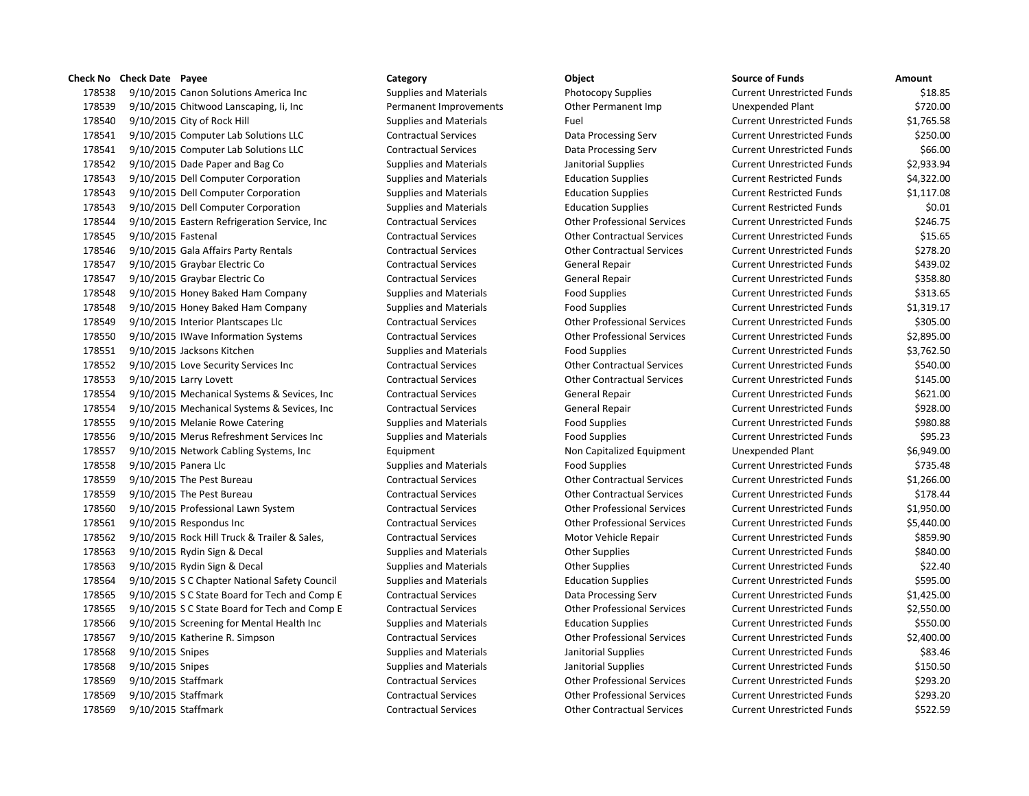| Check No | Check Date | Payee | Category | Object | Source of Funds | Amount |
|---|---|---|---|---|---|---|
| 178538 | 9/10/2015 | Canon Solutions America Inc | Supplies and Materials | Photocopy Supplies | Current Unrestricted Funds | $18.85 |
| 178539 | 9/10/2015 | Chitwood Lanscaping, Ii, Inc | Permanent Improvements | Other Permanent Imp | Unexpended Plant | $720.00 |
| 178540 | 9/10/2015 | City of Rock Hill | Supplies and Materials | Fuel | Current Unrestricted Funds | $1,765.58 |
| 178541 | 9/10/2015 | Computer Lab Solutions LLC | Contractual Services | Data Processing Serv | Current Unrestricted Funds | $250.00 |
| 178541 | 9/10/2015 | Computer Lab Solutions LLC | Contractual Services | Data Processing Serv | Current Unrestricted Funds | $66.00 |
| 178542 | 9/10/2015 | Dade Paper and Bag Co | Supplies and Materials | Janitorial Supplies | Current Unrestricted Funds | $2,933.94 |
| 178543 | 9/10/2015 | Dell Computer Corporation | Supplies and Materials | Education Supplies | Current Restricted Funds | $4,322.00 |
| 178543 | 9/10/2015 | Dell Computer Corporation | Supplies and Materials | Education Supplies | Current Restricted Funds | $1,117.08 |
| 178543 | 9/10/2015 | Dell Computer Corporation | Supplies and Materials | Education Supplies | Current Restricted Funds | $0.01 |
| 178544 | 9/10/2015 | Eastern Refrigeration Service, Inc | Contractual Services | Other Professional Services | Current Unrestricted Funds | $246.75 |
| 178545 | 9/10/2015 | Fastenal | Contractual Services | Other Contractual Services | Current Unrestricted Funds | $15.65 |
| 178546 | 9/10/2015 | Gala Affairs Party Rentals | Contractual Services | Other Contractual Services | Current Unrestricted Funds | $278.20 |
| 178547 | 9/10/2015 | Graybar Electric Co | Contractual Services | General Repair | Current Unrestricted Funds | $439.02 |
| 178547 | 9/10/2015 | Graybar Electric Co | Contractual Services | General Repair | Current Unrestricted Funds | $358.80 |
| 178548 | 9/10/2015 | Honey Baked Ham Company | Supplies and Materials | Food Supplies | Current Unrestricted Funds | $313.65 |
| 178548 | 9/10/2015 | Honey Baked Ham Company | Supplies and Materials | Food Supplies | Current Unrestricted Funds | $1,319.17 |
| 178549 | 9/10/2015 | Interior Plantscapes Llc | Contractual Services | Other Professional Services | Current Unrestricted Funds | $305.00 |
| 178550 | 9/10/2015 | IWave Information Systems | Contractual Services | Other Professional Services | Current Unrestricted Funds | $2,895.00 |
| 178551 | 9/10/2015 | Jacksons Kitchen | Supplies and Materials | Food Supplies | Current Unrestricted Funds | $3,762.50 |
| 178552 | 9/10/2015 | Love Security Services Inc | Contractual Services | Other Contractual Services | Current Unrestricted Funds | $540.00 |
| 178553 | 9/10/2015 | Larry Lovett | Contractual Services | Other Contractual Services | Current Unrestricted Funds | $145.00 |
| 178554 | 9/10/2015 | Mechanical Systems & Sevices, Inc | Contractual Services | General Repair | Current Unrestricted Funds | $621.00 |
| 178554 | 9/10/2015 | Mechanical Systems & Sevices, Inc | Contractual Services | General Repair | Current Unrestricted Funds | $928.00 |
| 178555 | 9/10/2015 | Melanie Rowe Catering | Supplies and Materials | Food Supplies | Current Unrestricted Funds | $980.88 |
| 178556 | 9/10/2015 | Merus Refreshment Services Inc | Supplies and Materials | Food Supplies | Current Unrestricted Funds | $95.23 |
| 178557 | 9/10/2015 | Network Cabling Systems, Inc | Equipment | Non Capitalized Equipment | Unexpended Plant | $6,949.00 |
| 178558 | 9/10/2015 | Panera Llc | Supplies and Materials | Food Supplies | Current Unrestricted Funds | $735.48 |
| 178559 | 9/10/2015 | The Pest Bureau | Contractual Services | Other Contractual Services | Current Unrestricted Funds | $1,266.00 |
| 178559 | 9/10/2015 | The Pest Bureau | Contractual Services | Other Contractual Services | Current Unrestricted Funds | $178.44 |
| 178560 | 9/10/2015 | Professional Lawn System | Contractual Services | Other Professional Services | Current Unrestricted Funds | $1,950.00 |
| 178561 | 9/10/2015 | Respondus Inc | Contractual Services | Other Professional Services | Current Unrestricted Funds | $5,440.00 |
| 178562 | 9/10/2015 | Rock Hill Truck & Trailer & Sales, | Contractual Services | Motor Vehicle Repair | Current Unrestricted Funds | $859.90 |
| 178563 | 9/10/2015 | Rydin Sign & Decal | Supplies and Materials | Other Supplies | Current Unrestricted Funds | $840.00 |
| 178563 | 9/10/2015 | Rydin Sign & Decal | Supplies and Materials | Other Supplies | Current Unrestricted Funds | $22.40 |
| 178564 | 9/10/2015 | S C Chapter National Safety Council | Supplies and Materials | Education Supplies | Current Unrestricted Funds | $595.00 |
| 178565 | 9/10/2015 | S C State Board for Tech and Comp E | Contractual Services | Data Processing Serv | Current Unrestricted Funds | $1,425.00 |
| 178565 | 9/10/2015 | S C State Board for Tech and Comp E | Contractual Services | Other Professional Services | Current Unrestricted Funds | $2,550.00 |
| 178566 | 9/10/2015 | Screening for Mental Health Inc | Supplies and Materials | Education Supplies | Current Unrestricted Funds | $550.00 |
| 178567 | 9/10/2015 | Katherine R. Simpson | Contractual Services | Other Professional Services | Current Unrestricted Funds | $2,400.00 |
| 178568 | 9/10/2015 | Snipes | Supplies and Materials | Janitorial Supplies | Current Unrestricted Funds | $83.46 |
| 178568 | 9/10/2015 | Snipes | Supplies and Materials | Janitorial Supplies | Current Unrestricted Funds | $150.50 |
| 178569 | 9/10/2015 | Staffmark | Contractual Services | Other Professional Services | Current Unrestricted Funds | $293.20 |
| 178569 | 9/10/2015 | Staffmark | Contractual Services | Other Professional Services | Current Unrestricted Funds | $293.20 |
| 178569 | 9/10/2015 | Staffmark | Contractual Services | Other Contractual Services | Current Unrestricted Funds | $522.59 |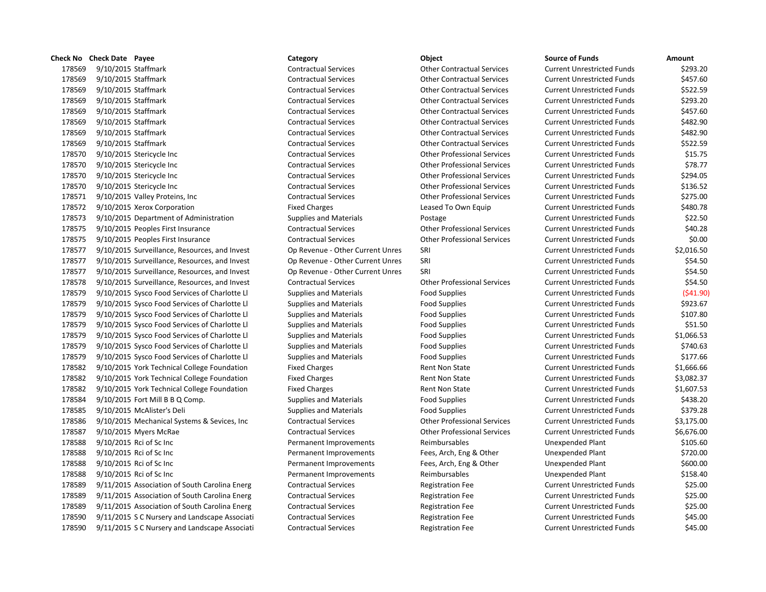| Check No | Check Date | Payee | Category | Object | Source of Funds | Amount |
|---|---|---|---|---|---|---|
| 178569 | 9/10/2015 | Staffmark | Contractual Services | Other Contractual Services | Current Unrestricted Funds | $293.20 |
| 178569 | 9/10/2015 | Staffmark | Contractual Services | Other Contractual Services | Current Unrestricted Funds | $457.60 |
| 178569 | 9/10/2015 | Staffmark | Contractual Services | Other Contractual Services | Current Unrestricted Funds | $522.59 |
| 178569 | 9/10/2015 | Staffmark | Contractual Services | Other Contractual Services | Current Unrestricted Funds | $293.20 |
| 178569 | 9/10/2015 | Staffmark | Contractual Services | Other Contractual Services | Current Unrestricted Funds | $457.60 |
| 178569 | 9/10/2015 | Staffmark | Contractual Services | Other Contractual Services | Current Unrestricted Funds | $482.90 |
| 178569 | 9/10/2015 | Staffmark | Contractual Services | Other Contractual Services | Current Unrestricted Funds | $482.90 |
| 178569 | 9/10/2015 | Staffmark | Contractual Services | Other Contractual Services | Current Unrestricted Funds | $522.59 |
| 178570 | 9/10/2015 | Stericycle Inc | Contractual Services | Other Professional Services | Current Unrestricted Funds | $15.75 |
| 178570 | 9/10/2015 | Stericycle Inc | Contractual Services | Other Professional Services | Current Unrestricted Funds | $78.77 |
| 178570 | 9/10/2015 | Stericycle Inc | Contractual Services | Other Professional Services | Current Unrestricted Funds | $294.05 |
| 178570 | 9/10/2015 | Stericycle Inc | Contractual Services | Other Professional Services | Current Unrestricted Funds | $136.52 |
| 178571 | 9/10/2015 | Valley Proteins, Inc | Contractual Services | Other Professional Services | Current Unrestricted Funds | $275.00 |
| 178572 | 9/10/2015 | Xerox Corporation | Fixed Charges | Leased To Own Equip | Current Unrestricted Funds | $480.78 |
| 178573 | 9/10/2015 | Department of Administration | Supplies and Materials | Postage | Current Unrestricted Funds | $22.50 |
| 178575 | 9/10/2015 | Peoples First Insurance | Contractual Services | Other Professional Services | Current Unrestricted Funds | $40.28 |
| 178575 | 9/10/2015 | Peoples First Insurance | Contractual Services | Other Professional Services | Current Unrestricted Funds | $0.00 |
| 178577 | 9/10/2015 | Surveillance, Resources, and Invest | Op Revenue - Other Current Unres | SRI | Current Unrestricted Funds | $2,016.50 |
| 178577 | 9/10/2015 | Surveillance, Resources, and Invest | Op Revenue - Other Current Unres | SRI | Current Unrestricted Funds | $54.50 |
| 178577 | 9/10/2015 | Surveillance, Resources, and Invest | Op Revenue - Other Current Unres | SRI | Current Unrestricted Funds | $54.50 |
| 178578 | 9/10/2015 | Surveillance, Resources, and Invest | Contractual Services | Other Professional Services | Current Unrestricted Funds | $54.50 |
| 178579 | 9/10/2015 | Sysco Food Services of Charlotte Ll | Supplies and Materials | Food Supplies | Current Unrestricted Funds | ($41.90) |
| 178579 | 9/10/2015 | Sysco Food Services of Charlotte Ll | Supplies and Materials | Food Supplies | Current Unrestricted Funds | $923.67 |
| 178579 | 9/10/2015 | Sysco Food Services of Charlotte Ll | Supplies and Materials | Food Supplies | Current Unrestricted Funds | $107.80 |
| 178579 | 9/10/2015 | Sysco Food Services of Charlotte Ll | Supplies and Materials | Food Supplies | Current Unrestricted Funds | $51.50 |
| 178579 | 9/10/2015 | Sysco Food Services of Charlotte Ll | Supplies and Materials | Food Supplies | Current Unrestricted Funds | $1,066.53 |
| 178579 | 9/10/2015 | Sysco Food Services of Charlotte Ll | Supplies and Materials | Food Supplies | Current Unrestricted Funds | $740.63 |
| 178579 | 9/10/2015 | Sysco Food Services of Charlotte Ll | Supplies and Materials | Food Supplies | Current Unrestricted Funds | $177.66 |
| 178582 | 9/10/2015 | York Technical College Foundation | Fixed Charges | Rent Non State | Current Unrestricted Funds | $1,666.66 |
| 178582 | 9/10/2015 | York Technical College Foundation | Fixed Charges | Rent Non State | Current Unrestricted Funds | $3,082.37 |
| 178582 | 9/10/2015 | York Technical College Foundation | Fixed Charges | Rent Non State | Current Unrestricted Funds | $1,607.53 |
| 178584 | 9/10/2015 | Fort Mill B B Q Comp. | Supplies and Materials | Food Supplies | Current Unrestricted Funds | $438.20 |
| 178585 | 9/10/2015 | McAlister's Deli | Supplies and Materials | Food Supplies | Current Unrestricted Funds | $379.28 |
| 178586 | 9/10/2015 | Mechanical Systems & Sevices, Inc | Contractual Services | Other Professional Services | Current Unrestricted Funds | $3,175.00 |
| 178587 | 9/10/2015 | Myers McRae | Contractual Services | Other Professional Services | Current Unrestricted Funds | $6,676.00 |
| 178588 | 9/10/2015 | Rci of Sc Inc | Permanent Improvements | Reimbursables | Unexpended Plant | $105.60 |
| 178588 | 9/10/2015 | Rci of Sc Inc | Permanent Improvements | Fees, Arch, Eng & Other | Unexpended Plant | $720.00 |
| 178588 | 9/10/2015 | Rci of Sc Inc | Permanent Improvements | Fees, Arch, Eng & Other | Unexpended Plant | $600.00 |
| 178588 | 9/10/2015 | Rci of Sc Inc | Permanent Improvements | Reimbursables | Unexpended Plant | $158.40 |
| 178589 | 9/11/2015 | Association of South Carolina Energ | Contractual Services | Registration Fee | Current Unrestricted Funds | $25.00 |
| 178589 | 9/11/2015 | Association of South Carolina Energ | Contractual Services | Registration Fee | Current Unrestricted Funds | $25.00 |
| 178589 | 9/11/2015 | Association of South Carolina Energ | Contractual Services | Registration Fee | Current Unrestricted Funds | $25.00 |
| 178590 | 9/11/2015 | S C Nursery and Landscape Associati | Contractual Services | Registration Fee | Current Unrestricted Funds | $45.00 |
| 178590 | 9/11/2015 | S C Nursery and Landscape Associati | Contractual Services | Registration Fee | Current Unrestricted Funds | $45.00 |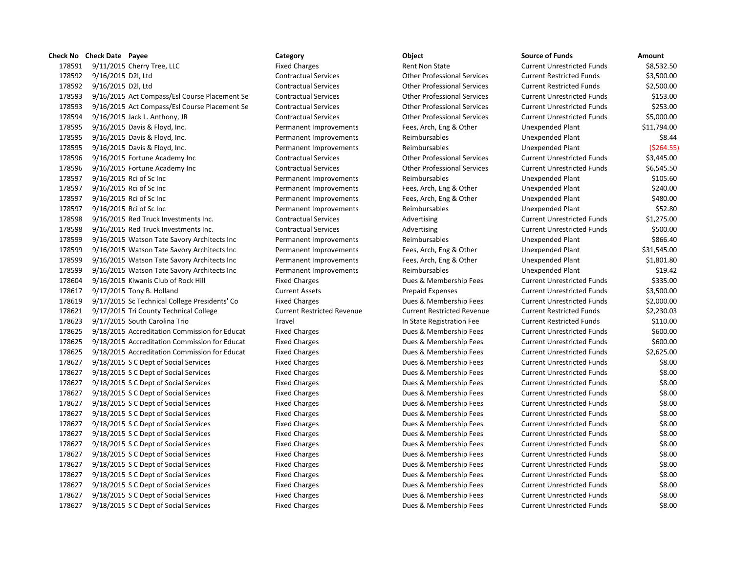| Check No | Check Date | Payee | Category | Object | Source of Funds | Amount |
|---|---|---|---|---|---|---|
| 178591 | 9/11/2015 | Cherry Tree, LLC | Fixed Charges | Rent Non State | Current Unrestricted Funds | $8,532.50 |
| 178592 | 9/16/2015 | D2l, Ltd | Contractual Services | Other Professional Services | Current Restricted Funds | $3,500.00 |
| 178592 | 9/16/2015 | D2l, Ltd | Contractual Services | Other Professional Services | Current Restricted Funds | $2,500.00 |
| 178593 | 9/16/2015 | Act Compass/Esl Course Placement Se | Contractual Services | Other Professional Services | Current Unrestricted Funds | $153.00 |
| 178593 | 9/16/2015 | Act Compass/Esl Course Placement Se | Contractual Services | Other Professional Services | Current Unrestricted Funds | $253.00 |
| 178594 | 9/16/2015 | Jack L. Anthony, JR | Contractual Services | Other Professional Services | Current Unrestricted Funds | $5,000.00 |
| 178595 | 9/16/2015 | Davis & Floyd, Inc. | Permanent Improvements | Fees, Arch, Eng & Other | Unexpended Plant | $11,794.00 |
| 178595 | 9/16/2015 | Davis & Floyd, Inc. | Permanent Improvements | Reimbursables | Unexpended Plant | $8.44 |
| 178595 | 9/16/2015 | Davis & Floyd, Inc. | Permanent Improvements | Reimbursables | Unexpended Plant | ($264.55) |
| 178596 | 9/16/2015 | Fortune Academy Inc | Contractual Services | Other Professional Services | Current Unrestricted Funds | $3,445.00 |
| 178596 | 9/16/2015 | Fortune Academy Inc | Contractual Services | Other Professional Services | Current Unrestricted Funds | $6,545.50 |
| 178597 | 9/16/2015 | Rci of Sc Inc | Permanent Improvements | Reimbursables | Unexpended Plant | $105.60 |
| 178597 | 9/16/2015 | Rci of Sc Inc | Permanent Improvements | Fees, Arch, Eng & Other | Unexpended Plant | $240.00 |
| 178597 | 9/16/2015 | Rci of Sc Inc | Permanent Improvements | Fees, Arch, Eng & Other | Unexpended Plant | $480.00 |
| 178597 | 9/16/2015 | Rci of Sc Inc | Permanent Improvements | Reimbursables | Unexpended Plant | $52.80 |
| 178598 | 9/16/2015 | Red Truck Investments Inc. | Contractual Services | Advertising | Current Unrestricted Funds | $1,275.00 |
| 178598 | 9/16/2015 | Red Truck Investments Inc. | Contractual Services | Advertising | Current Unrestricted Funds | $500.00 |
| 178599 | 9/16/2015 | Watson Tate Savory Architects Inc | Permanent Improvements | Reimbursables | Unexpended Plant | $866.40 |
| 178599 | 9/16/2015 | Watson Tate Savory Architects Inc | Permanent Improvements | Fees, Arch, Eng & Other | Unexpended Plant | $31,545.00 |
| 178599 | 9/16/2015 | Watson Tate Savory Architects Inc | Permanent Improvements | Fees, Arch, Eng & Other | Unexpended Plant | $1,801.80 |
| 178599 | 9/16/2015 | Watson Tate Savory Architects Inc | Permanent Improvements | Reimbursables | Unexpended Plant | $19.42 |
| 178604 | 9/16/2015 | Kiwanis Club of Rock Hill | Fixed Charges | Dues & Membership Fees | Current Unrestricted Funds | $335.00 |
| 178617 | 9/17/2015 | Tony B. Holland | Current Assets | Prepaid Expenses | Current Unrestricted Funds | $3,500.00 |
| 178619 | 9/17/2015 | Sc Technical College Presidents' Co | Fixed Charges | Dues & Membership Fees | Current Unrestricted Funds | $2,000.00 |
| 178621 | 9/17/2015 | Tri County Technical College | Current Restricted Revenue | Current Restricted Revenue | Current Restricted Funds | $2,230.03 |
| 178623 | 9/17/2015 | South Carolina Trio | Travel | In State Registration Fee | Current Restricted Funds | $110.00 |
| 178625 | 9/18/2015 | Accreditation Commission for Educat | Fixed Charges | Dues & Membership Fees | Current Unrestricted Funds | $600.00 |
| 178625 | 9/18/2015 | Accreditation Commission for Educat | Fixed Charges | Dues & Membership Fees | Current Unrestricted Funds | $600.00 |
| 178625 | 9/18/2015 | Accreditation Commission for Educat | Fixed Charges | Dues & Membership Fees | Current Unrestricted Funds | $2,625.00 |
| 178627 | 9/18/2015 | S C Dept of Social Services | Fixed Charges | Dues & Membership Fees | Current Unrestricted Funds | $8.00 |
| 178627 | 9/18/2015 | S C Dept of Social Services | Fixed Charges | Dues & Membership Fees | Current Unrestricted Funds | $8.00 |
| 178627 | 9/18/2015 | S C Dept of Social Services | Fixed Charges | Dues & Membership Fees | Current Unrestricted Funds | $8.00 |
| 178627 | 9/18/2015 | S C Dept of Social Services | Fixed Charges | Dues & Membership Fees | Current Unrestricted Funds | $8.00 |
| 178627 | 9/18/2015 | S C Dept of Social Services | Fixed Charges | Dues & Membership Fees | Current Unrestricted Funds | $8.00 |
| 178627 | 9/18/2015 | S C Dept of Social Services | Fixed Charges | Dues & Membership Fees | Current Unrestricted Funds | $8.00 |
| 178627 | 9/18/2015 | S C Dept of Social Services | Fixed Charges | Dues & Membership Fees | Current Unrestricted Funds | $8.00 |
| 178627 | 9/18/2015 | S C Dept of Social Services | Fixed Charges | Dues & Membership Fees | Current Unrestricted Funds | $8.00 |
| 178627 | 9/18/2015 | S C Dept of Social Services | Fixed Charges | Dues & Membership Fees | Current Unrestricted Funds | $8.00 |
| 178627 | 9/18/2015 | S C Dept of Social Services | Fixed Charges | Dues & Membership Fees | Current Unrestricted Funds | $8.00 |
| 178627 | 9/18/2015 | S C Dept of Social Services | Fixed Charges | Dues & Membership Fees | Current Unrestricted Funds | $8.00 |
| 178627 | 9/18/2015 | S C Dept of Social Services | Fixed Charges | Dues & Membership Fees | Current Unrestricted Funds | $8.00 |
| 178627 | 9/18/2015 | S C Dept of Social Services | Fixed Charges | Dues & Membership Fees | Current Unrestricted Funds | $8.00 |
| 178627 | 9/18/2015 | S C Dept of Social Services | Fixed Charges | Dues & Membership Fees | Current Unrestricted Funds | $8.00 |
| 178627 | 9/18/2015 | S C Dept of Social Services | Fixed Charges | Dues & Membership Fees | Current Unrestricted Funds | $8.00 |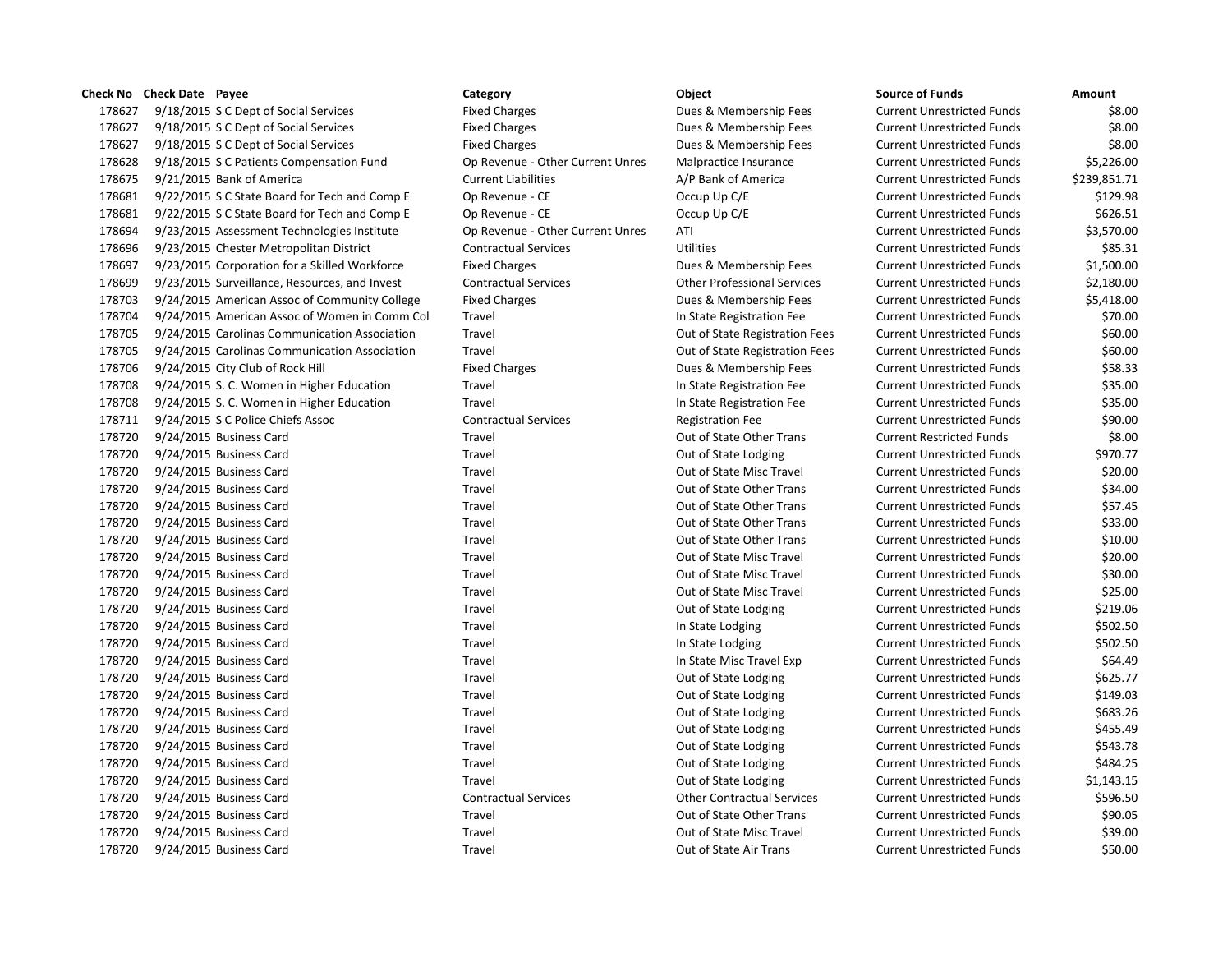| Check No | Check Date | Payee | Category | Object | Source of Funds | Amount |
|---|---|---|---|---|---|---|
| 178627 | 9/18/2015 | S C Dept of Social Services | Fixed Charges | Dues & Membership Fees | Current Unrestricted Funds | $8.00 |
| 178627 | 9/18/2015 | S C Dept of Social Services | Fixed Charges | Dues & Membership Fees | Current Unrestricted Funds | $8.00 |
| 178627 | 9/18/2015 | S C Dept of Social Services | Fixed Charges | Dues & Membership Fees | Current Unrestricted Funds | $8.00 |
| 178628 | 9/18/2015 | S C Patients Compensation Fund | Op Revenue - Other Current Unres | Malpractice Insurance | Current Unrestricted Funds | $5,226.00 |
| 178675 | 9/21/2015 | Bank of America | Current Liabilities | A/P Bank of America | Current Unrestricted Funds | $239,851.71 |
| 178681 | 9/22/2015 | S C State Board for Tech and Comp E | Op Revenue - CE | Occup Up C/E | Current Unrestricted Funds | $129.98 |
| 178681 | 9/22/2015 | S C State Board for Tech and Comp E | Op Revenue - CE | Occup Up C/E | Current Unrestricted Funds | $626.51 |
| 178694 | 9/23/2015 | Assessment Technologies Institute | Op Revenue - Other Current Unres | ATI | Current Unrestricted Funds | $3,570.00 |
| 178696 | 9/23/2015 | Chester Metropolitan District | Contractual Services | Utilities | Current Unrestricted Funds | $85.31 |
| 178697 | 9/23/2015 | Corporation for a Skilled Workforce | Fixed Charges | Dues & Membership Fees | Current Unrestricted Funds | $1,500.00 |
| 178699 | 9/23/2015 | Surveillance, Resources, and Invest | Contractual Services | Other Professional Services | Current Unrestricted Funds | $2,180.00 |
| 178703 | 9/24/2015 | American Assoc of Community College | Fixed Charges | Dues & Membership Fees | Current Unrestricted Funds | $5,418.00 |
| 178704 | 9/24/2015 | American Assoc of Women in Comm Col | Travel | In State Registration Fee | Current Unrestricted Funds | $70.00 |
| 178705 | 9/24/2015 | Carolinas Communication Association | Travel | Out of State Registration Fees | Current Unrestricted Funds | $60.00 |
| 178705 | 9/24/2015 | Carolinas Communication Association | Travel | Out of State Registration Fees | Current Unrestricted Funds | $60.00 |
| 178706 | 9/24/2015 | City Club of Rock Hill | Fixed Charges | Dues & Membership Fees | Current Unrestricted Funds | $58.33 |
| 178708 | 9/24/2015 | S. C. Women in Higher Education | Travel | In State Registration Fee | Current Unrestricted Funds | $35.00 |
| 178708 | 9/24/2015 | S. C. Women in Higher Education | Travel | In State Registration Fee | Current Unrestricted Funds | $35.00 |
| 178711 | 9/24/2015 | S C Police Chiefs Assoc | Contractual Services | Registration Fee | Current Unrestricted Funds | $90.00 |
| 178720 | 9/24/2015 | Business Card | Travel | Out of State Other Trans | Current Restricted Funds | $8.00 |
| 178720 | 9/24/2015 | Business Card | Travel | Out of State Lodging | Current Unrestricted Funds | $970.77 |
| 178720 | 9/24/2015 | Business Card | Travel | Out of State Misc Travel | Current Unrestricted Funds | $20.00 |
| 178720 | 9/24/2015 | Business Card | Travel | Out of State Other Trans | Current Unrestricted Funds | $34.00 |
| 178720 | 9/24/2015 | Business Card | Travel | Out of State Other Trans | Current Unrestricted Funds | $57.45 |
| 178720 | 9/24/2015 | Business Card | Travel | Out of State Other Trans | Current Unrestricted Funds | $33.00 |
| 178720 | 9/24/2015 | Business Card | Travel | Out of State Other Trans | Current Unrestricted Funds | $10.00 |
| 178720 | 9/24/2015 | Business Card | Travel | Out of State Misc Travel | Current Unrestricted Funds | $20.00 |
| 178720 | 9/24/2015 | Business Card | Travel | Out of State Misc Travel | Current Unrestricted Funds | $30.00 |
| 178720 | 9/24/2015 | Business Card | Travel | Out of State Misc Travel | Current Unrestricted Funds | $25.00 |
| 178720 | 9/24/2015 | Business Card | Travel | Out of State Lodging | Current Unrestricted Funds | $219.06 |
| 178720 | 9/24/2015 | Business Card | Travel | In State Lodging | Current Unrestricted Funds | $502.50 |
| 178720 | 9/24/2015 | Business Card | Travel | In State Lodging | Current Unrestricted Funds | $502.50 |
| 178720 | 9/24/2015 | Business Card | Travel | In State Misc Travel Exp | Current Unrestricted Funds | $64.49 |
| 178720 | 9/24/2015 | Business Card | Travel | Out of State Lodging | Current Unrestricted Funds | $625.77 |
| 178720 | 9/24/2015 | Business Card | Travel | Out of State Lodging | Current Unrestricted Funds | $149.03 |
| 178720 | 9/24/2015 | Business Card | Travel | Out of State Lodging | Current Unrestricted Funds | $683.26 |
| 178720 | 9/24/2015 | Business Card | Travel | Out of State Lodging | Current Unrestricted Funds | $455.49 |
| 178720 | 9/24/2015 | Business Card | Travel | Out of State Lodging | Current Unrestricted Funds | $543.78 |
| 178720 | 9/24/2015 | Business Card | Travel | Out of State Lodging | Current Unrestricted Funds | $484.25 |
| 178720 | 9/24/2015 | Business Card | Travel | Out of State Lodging | Current Unrestricted Funds | $1,143.15 |
| 178720 | 9/24/2015 | Business Card | Contractual Services | Other Contractual Services | Current Unrestricted Funds | $596.50 |
| 178720 | 9/24/2015 | Business Card | Travel | Out of State Other Trans | Current Unrestricted Funds | $90.05 |
| 178720 | 9/24/2015 | Business Card | Travel | Out of State Misc Travel | Current Unrestricted Funds | $39.00 |
| 178720 | 9/24/2015 | Business Card | Travel | Out of State Air Trans | Current Unrestricted Funds | $50.00 |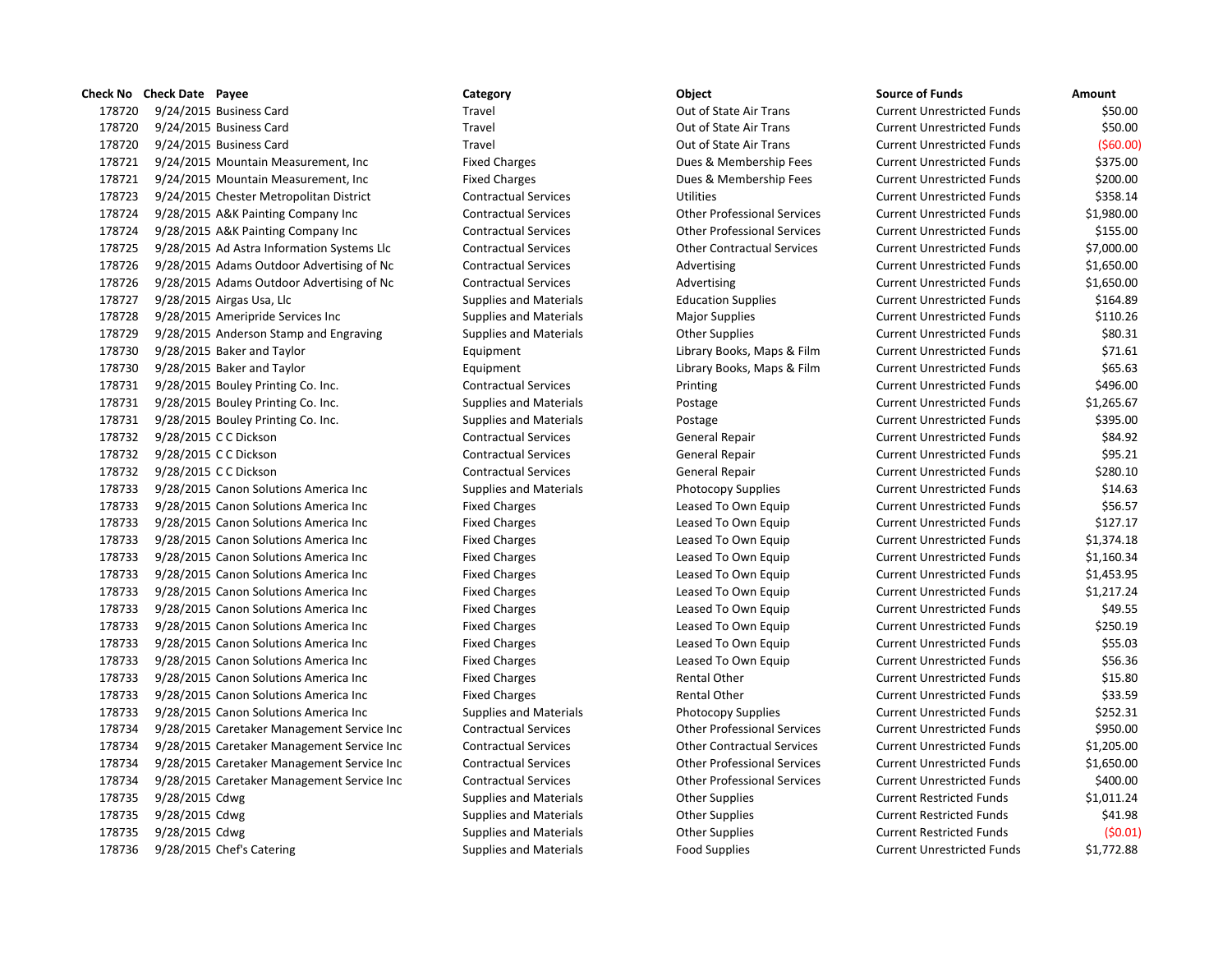| Check No | Check Date | Payee | Category | Object | Source of Funds | Amount |
|---|---|---|---|---|---|---|
| 178720 | 9/24/2015 | Business Card | Travel | Out of State Air Trans | Current Unrestricted Funds | $50.00 |
| 178720 | 9/24/2015 | Business Card | Travel | Out of State Air Trans | Current Unrestricted Funds | $50.00 |
| 178720 | 9/24/2015 | Business Card | Travel | Out of State Air Trans | Current Unrestricted Funds | ($60.00) |
| 178721 | 9/24/2015 | Mountain Measurement, Inc | Fixed Charges | Dues & Membership Fees | Current Unrestricted Funds | $375.00 |
| 178721 | 9/24/2015 | Mountain Measurement, Inc | Fixed Charges | Dues & Membership Fees | Current Unrestricted Funds | $200.00 |
| 178723 | 9/24/2015 | Chester Metropolitan District | Contractual Services | Utilities | Current Unrestricted Funds | $358.14 |
| 178724 | 9/28/2015 | A&K Painting Company Inc | Contractual Services | Other Professional Services | Current Unrestricted Funds | $1,980.00 |
| 178724 | 9/28/2015 | A&K Painting Company Inc | Contractual Services | Other Professional Services | Current Unrestricted Funds | $155.00 |
| 178725 | 9/28/2015 | Ad Astra Information Systems Llc | Contractual Services | Other Contractual Services | Current Unrestricted Funds | $7,000.00 |
| 178726 | 9/28/2015 | Adams Outdoor Advertising of Nc | Contractual Services | Advertising | Current Unrestricted Funds | $1,650.00 |
| 178726 | 9/28/2015 | Adams Outdoor Advertising of Nc | Contractual Services | Advertising | Current Unrestricted Funds | $1,650.00 |
| 178727 | 9/28/2015 | Airgas Usa, Llc | Supplies and Materials | Education Supplies | Current Unrestricted Funds | $164.89 |
| 178728 | 9/28/2015 | Ameripride Services Inc | Supplies and Materials | Major Supplies | Current Unrestricted Funds | $110.26 |
| 178729 | 9/28/2015 | Anderson Stamp and Engraving | Supplies and Materials | Other Supplies | Current Unrestricted Funds | $80.31 |
| 178730 | 9/28/2015 | Baker and Taylor | Equipment | Library Books, Maps & Film | Current Unrestricted Funds | $71.61 |
| 178730 | 9/28/2015 | Baker and Taylor | Equipment | Library Books, Maps & Film | Current Unrestricted Funds | $65.63 |
| 178731 | 9/28/2015 | Bouley Printing Co. Inc. | Contractual Services | Printing | Current Unrestricted Funds | $496.00 |
| 178731 | 9/28/2015 | Bouley Printing Co. Inc. | Supplies and Materials | Postage | Current Unrestricted Funds | $1,265.67 |
| 178731 | 9/28/2015 | Bouley Printing Co. Inc. | Supplies and Materials | Postage | Current Unrestricted Funds | $395.00 |
| 178732 | 9/28/2015 | C C Dickson | Contractual Services | General Repair | Current Unrestricted Funds | $84.92 |
| 178732 | 9/28/2015 | C C Dickson | Contractual Services | General Repair | Current Unrestricted Funds | $95.21 |
| 178732 | 9/28/2015 | C C Dickson | Contractual Services | General Repair | Current Unrestricted Funds | $280.10 |
| 178733 | 9/28/2015 | Canon Solutions America Inc | Supplies and Materials | Photocopy Supplies | Current Unrestricted Funds | $14.63 |
| 178733 | 9/28/2015 | Canon Solutions America Inc | Fixed Charges | Leased To Own Equip | Current Unrestricted Funds | $56.57 |
| 178733 | 9/28/2015 | Canon Solutions America Inc | Fixed Charges | Leased To Own Equip | Current Unrestricted Funds | $127.17 |
| 178733 | 9/28/2015 | Canon Solutions America Inc | Fixed Charges | Leased To Own Equip | Current Unrestricted Funds | $1,374.18 |
| 178733 | 9/28/2015 | Canon Solutions America Inc | Fixed Charges | Leased To Own Equip | Current Unrestricted Funds | $1,160.34 |
| 178733 | 9/28/2015 | Canon Solutions America Inc | Fixed Charges | Leased To Own Equip | Current Unrestricted Funds | $1,453.95 |
| 178733 | 9/28/2015 | Canon Solutions America Inc | Fixed Charges | Leased To Own Equip | Current Unrestricted Funds | $1,217.24 |
| 178733 | 9/28/2015 | Canon Solutions America Inc | Fixed Charges | Leased To Own Equip | Current Unrestricted Funds | $49.55 |
| 178733 | 9/28/2015 | Canon Solutions America Inc | Fixed Charges | Leased To Own Equip | Current Unrestricted Funds | $250.19 |
| 178733 | 9/28/2015 | Canon Solutions America Inc | Fixed Charges | Leased To Own Equip | Current Unrestricted Funds | $55.03 |
| 178733 | 9/28/2015 | Canon Solutions America Inc | Fixed Charges | Leased To Own Equip | Current Unrestricted Funds | $56.36 |
| 178733 | 9/28/2015 | Canon Solutions America Inc | Fixed Charges | Rental Other | Current Unrestricted Funds | $15.80 |
| 178733 | 9/28/2015 | Canon Solutions America Inc | Fixed Charges | Rental Other | Current Unrestricted Funds | $33.59 |
| 178733 | 9/28/2015 | Canon Solutions America Inc | Supplies and Materials | Photocopy Supplies | Current Unrestricted Funds | $252.31 |
| 178734 | 9/28/2015 | Caretaker Management Service Inc | Contractual Services | Other Professional Services | Current Unrestricted Funds | $950.00 |
| 178734 | 9/28/2015 | Caretaker Management Service Inc | Contractual Services | Other Contractual Services | Current Unrestricted Funds | $1,205.00 |
| 178734 | 9/28/2015 | Caretaker Management Service Inc | Contractual Services | Other Professional Services | Current Unrestricted Funds | $1,650.00 |
| 178734 | 9/28/2015 | Caretaker Management Service Inc | Contractual Services | Other Professional Services | Current Unrestricted Funds | $400.00 |
| 178735 | 9/28/2015 | Cdwg | Supplies and Materials | Other Supplies | Current Restricted Funds | $1,011.24 |
| 178735 | 9/28/2015 | Cdwg | Supplies and Materials | Other Supplies | Current Restricted Funds | $41.98 |
| 178735 | 9/28/2015 | Cdwg | Supplies and Materials | Other Supplies | Current Restricted Funds | ($0.01) |
| 178736 | 9/28/2015 | Chef's Catering | Supplies and Materials | Food Supplies | Current Unrestricted Funds | $1,772.88 |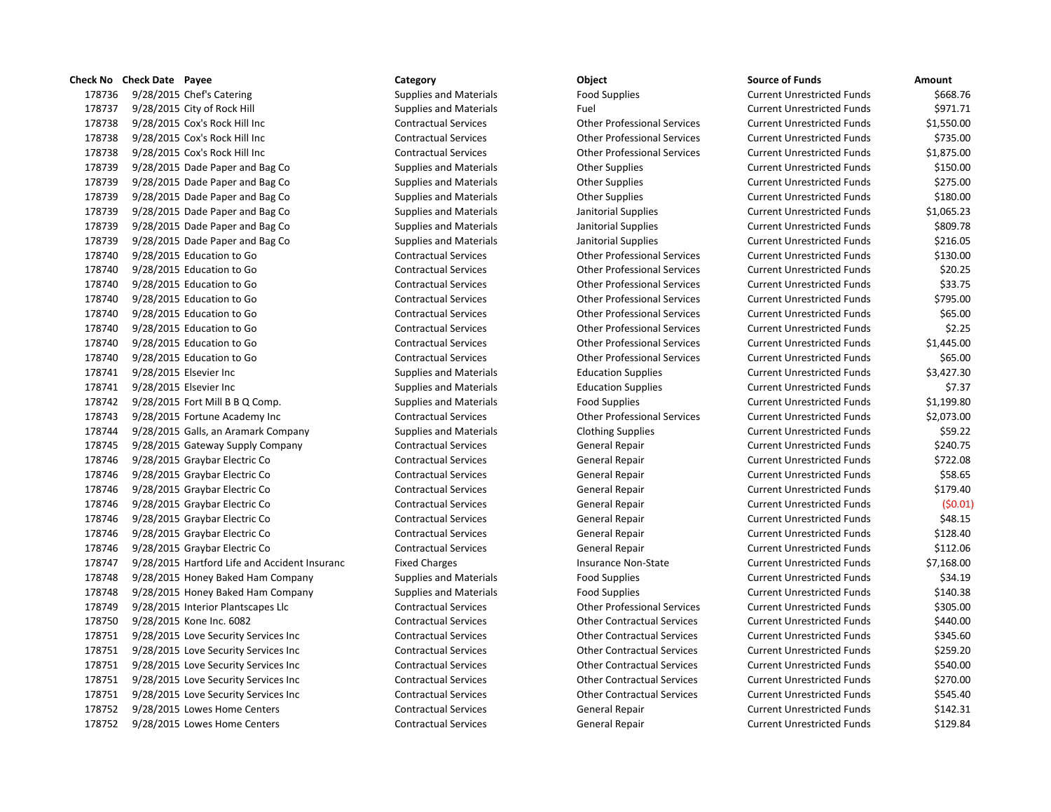| Check No | Check Date | Payee | Category | Object | Source of Funds | Amount |
|---|---|---|---|---|---|---|
| 178736 | 9/28/2015 | Chef's Catering | Supplies and Materials | Food Supplies | Current Unrestricted Funds | $668.76 |
| 178737 | 9/28/2015 | City of Rock Hill | Supplies and Materials | Fuel | Current Unrestricted Funds | $971.71 |
| 178738 | 9/28/2015 | Cox's Rock Hill Inc | Contractual Services | Other Professional Services | Current Unrestricted Funds | $1,550.00 |
| 178738 | 9/28/2015 | Cox's Rock Hill Inc | Contractual Services | Other Professional Services | Current Unrestricted Funds | $735.00 |
| 178738 | 9/28/2015 | Cox's Rock Hill Inc | Contractual Services | Other Professional Services | Current Unrestricted Funds | $1,875.00 |
| 178739 | 9/28/2015 | Dade Paper and Bag Co | Supplies and Materials | Other Supplies | Current Unrestricted Funds | $150.00 |
| 178739 | 9/28/2015 | Dade Paper and Bag Co | Supplies and Materials | Other Supplies | Current Unrestricted Funds | $275.00 |
| 178739 | 9/28/2015 | Dade Paper and Bag Co | Supplies and Materials | Other Supplies | Current Unrestricted Funds | $180.00 |
| 178739 | 9/28/2015 | Dade Paper and Bag Co | Supplies and Materials | Janitorial Supplies | Current Unrestricted Funds | $1,065.23 |
| 178739 | 9/28/2015 | Dade Paper and Bag Co | Supplies and Materials | Janitorial Supplies | Current Unrestricted Funds | $809.78 |
| 178739 | 9/28/2015 | Dade Paper and Bag Co | Supplies and Materials | Janitorial Supplies | Current Unrestricted Funds | $216.05 |
| 178740 | 9/28/2015 | Education to Go | Contractual Services | Other Professional Services | Current Unrestricted Funds | $130.00 |
| 178740 | 9/28/2015 | Education to Go | Contractual Services | Other Professional Services | Current Unrestricted Funds | $20.25 |
| 178740 | 9/28/2015 | Education to Go | Contractual Services | Other Professional Services | Current Unrestricted Funds | $33.75 |
| 178740 | 9/28/2015 | Education to Go | Contractual Services | Other Professional Services | Current Unrestricted Funds | $795.00 |
| 178740 | 9/28/2015 | Education to Go | Contractual Services | Other Professional Services | Current Unrestricted Funds | $65.00 |
| 178740 | 9/28/2015 | Education to Go | Contractual Services | Other Professional Services | Current Unrestricted Funds | $2.25 |
| 178740 | 9/28/2015 | Education to Go | Contractual Services | Other Professional Services | Current Unrestricted Funds | $1,445.00 |
| 178740 | 9/28/2015 | Education to Go | Contractual Services | Other Professional Services | Current Unrestricted Funds | $65.00 |
| 178741 | 9/28/2015 | Elsevier Inc | Supplies and Materials | Education Supplies | Current Unrestricted Funds | $3,427.30 |
| 178741 | 9/28/2015 | Elsevier Inc | Supplies and Materials | Education Supplies | Current Unrestricted Funds | $7.37 |
| 178742 | 9/28/2015 | Fort Mill B B Q Comp. | Supplies and Materials | Food Supplies | Current Unrestricted Funds | $1,199.80 |
| 178743 | 9/28/2015 | Fortune Academy Inc | Contractual Services | Other Professional Services | Current Unrestricted Funds | $2,073.00 |
| 178744 | 9/28/2015 | Galls, an Aramark Company | Supplies and Materials | Clothing Supplies | Current Unrestricted Funds | $59.22 |
| 178745 | 9/28/2015 | Gateway Supply Company | Contractual Services | General Repair | Current Unrestricted Funds | $240.75 |
| 178746 | 9/28/2015 | Graybar Electric Co | Contractual Services | General Repair | Current Unrestricted Funds | $722.08 |
| 178746 | 9/28/2015 | Graybar Electric Co | Contractual Services | General Repair | Current Unrestricted Funds | $58.65 |
| 178746 | 9/28/2015 | Graybar Electric Co | Contractual Services | General Repair | Current Unrestricted Funds | $179.40 |
| 178746 | 9/28/2015 | Graybar Electric Co | Contractual Services | General Repair | Current Unrestricted Funds | ($0.01) |
| 178746 | 9/28/2015 | Graybar Electric Co | Contractual Services | General Repair | Current Unrestricted Funds | $48.15 |
| 178746 | 9/28/2015 | Graybar Electric Co | Contractual Services | General Repair | Current Unrestricted Funds | $128.40 |
| 178746 | 9/28/2015 | Graybar Electric Co | Contractual Services | General Repair | Current Unrestricted Funds | $112.06 |
| 178747 | 9/28/2015 | Hartford Life and Accident Insuranc | Fixed Charges | Insurance Non-State | Current Unrestricted Funds | $7,168.00 |
| 178748 | 9/28/2015 | Honey Baked Ham Company | Supplies and Materials | Food Supplies | Current Unrestricted Funds | $34.19 |
| 178748 | 9/28/2015 | Honey Baked Ham Company | Supplies and Materials | Food Supplies | Current Unrestricted Funds | $140.38 |
| 178749 | 9/28/2015 | Interior Plantscapes Llc | Contractual Services | Other Professional Services | Current Unrestricted Funds | $305.00 |
| 178750 | 9/28/2015 | Kone Inc. 6082 | Contractual Services | Other Contractual Services | Current Unrestricted Funds | $440.00 |
| 178751 | 9/28/2015 | Love Security Services Inc | Contractual Services | Other Contractual Services | Current Unrestricted Funds | $345.60 |
| 178751 | 9/28/2015 | Love Security Services Inc | Contractual Services | Other Contractual Services | Current Unrestricted Funds | $259.20 |
| 178751 | 9/28/2015 | Love Security Services Inc | Contractual Services | Other Contractual Services | Current Unrestricted Funds | $540.00 |
| 178751 | 9/28/2015 | Love Security Services Inc | Contractual Services | Other Contractual Services | Current Unrestricted Funds | $270.00 |
| 178751 | 9/28/2015 | Love Security Services Inc | Contractual Services | Other Contractual Services | Current Unrestricted Funds | $545.40 |
| 178752 | 9/28/2015 | Lowes Home Centers | Contractual Services | General Repair | Current Unrestricted Funds | $142.31 |
| 178752 | 9/28/2015 | Lowes Home Centers | Contractual Services | General Repair | Current Unrestricted Funds | $129.84 |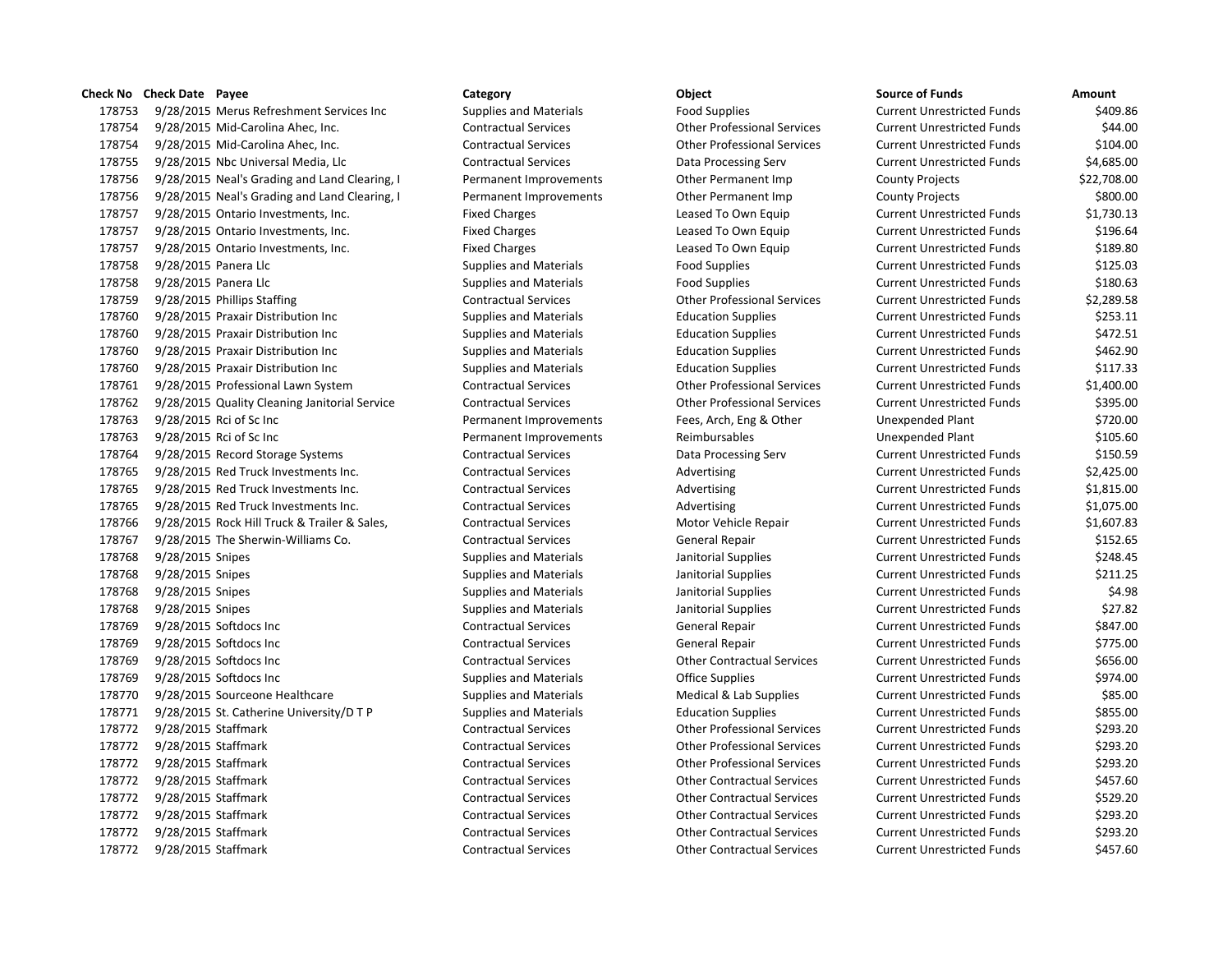| Check No | Check Date | Payee | Category | Object | Source of Funds | Amount |
|---|---|---|---|---|---|---|
| 178753 | 9/28/2015 | Merus Refreshment Services Inc | Supplies and Materials | Food Supplies | Current Unrestricted Funds | $409.86 |
| 178754 | 9/28/2015 | Mid-Carolina Ahec, Inc. | Contractual Services | Other Professional Services | Current Unrestricted Funds | $44.00 |
| 178754 | 9/28/2015 | Mid-Carolina Ahec, Inc. | Contractual Services | Other Professional Services | Current Unrestricted Funds | $104.00 |
| 178755 | 9/28/2015 | Nbc Universal Media, Llc | Contractual Services | Data Processing Serv | Current Unrestricted Funds | $4,685.00 |
| 178756 | 9/28/2015 | Neal's Grading and Land Clearing, I | Permanent Improvements | Other Permanent Imp | County Projects | $22,708.00 |
| 178756 | 9/28/2015 | Neal's Grading and Land Clearing, I | Permanent Improvements | Other Permanent Imp | County Projects | $800.00 |
| 178757 | 9/28/2015 | Ontario Investments, Inc. | Fixed Charges | Leased To Own Equip | Current Unrestricted Funds | $1,730.13 |
| 178757 | 9/28/2015 | Ontario Investments, Inc. | Fixed Charges | Leased To Own Equip | Current Unrestricted Funds | $196.64 |
| 178757 | 9/28/2015 | Ontario Investments, Inc. | Fixed Charges | Leased To Own Equip | Current Unrestricted Funds | $189.80 |
| 178758 | 9/28/2015 | Panera Llc | Supplies and Materials | Food Supplies | Current Unrestricted Funds | $125.03 |
| 178758 | 9/28/2015 | Panera Llc | Supplies and Materials | Food Supplies | Current Unrestricted Funds | $180.63 |
| 178759 | 9/28/2015 | Phillips Staffing | Contractual Services | Other Professional Services | Current Unrestricted Funds | $2,289.58 |
| 178760 | 9/28/2015 | Praxair Distribution Inc | Supplies and Materials | Education Supplies | Current Unrestricted Funds | $253.11 |
| 178760 | 9/28/2015 | Praxair Distribution Inc | Supplies and Materials | Education Supplies | Current Unrestricted Funds | $472.51 |
| 178760 | 9/28/2015 | Praxair Distribution Inc | Supplies and Materials | Education Supplies | Current Unrestricted Funds | $462.90 |
| 178760 | 9/28/2015 | Praxair Distribution Inc | Supplies and Materials | Education Supplies | Current Unrestricted Funds | $117.33 |
| 178761 | 9/28/2015 | Professional Lawn System | Contractual Services | Other Professional Services | Current Unrestricted Funds | $1,400.00 |
| 178762 | 9/28/2015 | Quality Cleaning Janitorial Service | Contractual Services | Other Professional Services | Current Unrestricted Funds | $395.00 |
| 178763 | 9/28/2015 | Rci of Sc Inc | Permanent Improvements | Fees, Arch, Eng & Other | Unexpended Plant | $720.00 |
| 178763 | 9/28/2015 | Rci of Sc Inc | Permanent Improvements | Reimbursables | Unexpended Plant | $105.60 |
| 178764 | 9/28/2015 | Record Storage Systems | Contractual Services | Data Processing Serv | Current Unrestricted Funds | $150.59 |
| 178765 | 9/28/2015 | Red Truck Investments Inc. | Contractual Services | Advertising | Current Unrestricted Funds | $2,425.00 |
| 178765 | 9/28/2015 | Red Truck Investments Inc. | Contractual Services | Advertising | Current Unrestricted Funds | $1,815.00 |
| 178765 | 9/28/2015 | Red Truck Investments Inc. | Contractual Services | Advertising | Current Unrestricted Funds | $1,075.00 |
| 178766 | 9/28/2015 | Rock Hill Truck & Trailer & Sales, | Contractual Services | Motor Vehicle Repair | Current Unrestricted Funds | $1,607.83 |
| 178767 | 9/28/2015 | The Sherwin-Williams Co. | Contractual Services | General Repair | Current Unrestricted Funds | $152.65 |
| 178768 | 9/28/2015 | Snipes | Supplies and Materials | Janitorial Supplies | Current Unrestricted Funds | $248.45 |
| 178768 | 9/28/2015 | Snipes | Supplies and Materials | Janitorial Supplies | Current Unrestricted Funds | $211.25 |
| 178768 | 9/28/2015 | Snipes | Supplies and Materials | Janitorial Supplies | Current Unrestricted Funds | $4.98 |
| 178768 | 9/28/2015 | Snipes | Supplies and Materials | Janitorial Supplies | Current Unrestricted Funds | $27.82 |
| 178769 | 9/28/2015 | Softdocs Inc | Contractual Services | General Repair | Current Unrestricted Funds | $847.00 |
| 178769 | 9/28/2015 | Softdocs Inc | Contractual Services | General Repair | Current Unrestricted Funds | $775.00 |
| 178769 | 9/28/2015 | Softdocs Inc | Contractual Services | Other Contractual Services | Current Unrestricted Funds | $656.00 |
| 178769 | 9/28/2015 | Softdocs Inc | Supplies and Materials | Office Supplies | Current Unrestricted Funds | $974.00 |
| 178770 | 9/28/2015 | Sourceone Healthcare | Supplies and Materials | Medical & Lab Supplies | Current Unrestricted Funds | $85.00 |
| 178771 | 9/28/2015 | St. Catherine University/D T P | Supplies and Materials | Education Supplies | Current Unrestricted Funds | $855.00 |
| 178772 | 9/28/2015 | Staffmark | Contractual Services | Other Professional Services | Current Unrestricted Funds | $293.20 |
| 178772 | 9/28/2015 | Staffmark | Contractual Services | Other Professional Services | Current Unrestricted Funds | $293.20 |
| 178772 | 9/28/2015 | Staffmark | Contractual Services | Other Professional Services | Current Unrestricted Funds | $293.20 |
| 178772 | 9/28/2015 | Staffmark | Contractual Services | Other Contractual Services | Current Unrestricted Funds | $457.60 |
| 178772 | 9/28/2015 | Staffmark | Contractual Services | Other Contractual Services | Current Unrestricted Funds | $529.20 |
| 178772 | 9/28/2015 | Staffmark | Contractual Services | Other Contractual Services | Current Unrestricted Funds | $293.20 |
| 178772 | 9/28/2015 | Staffmark | Contractual Services | Other Contractual Services | Current Unrestricted Funds | $293.20 |
| 178772 | 9/28/2015 | Staffmark | Contractual Services | Other Contractual Services | Current Unrestricted Funds | $457.60 |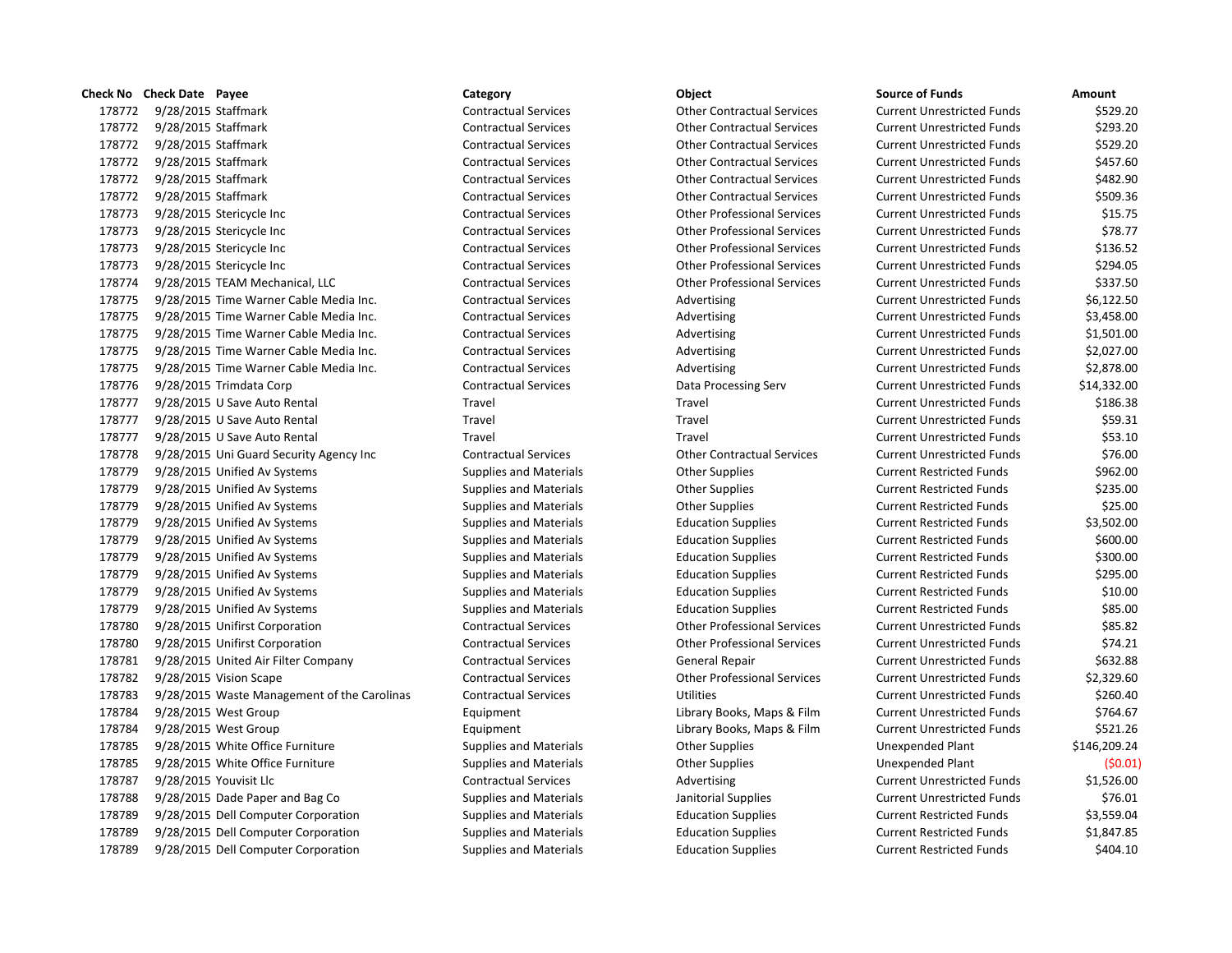| Check No | Check Date | Payee | Category | Object | Source of Funds | Amount |
|---|---|---|---|---|---|---|
| 178772 | 9/28/2015 | Staffmark | Contractual Services | Other Contractual Services | Current Unrestricted Funds | $529.20 |
| 178772 | 9/28/2015 | Staffmark | Contractual Services | Other Contractual Services | Current Unrestricted Funds | $293.20 |
| 178772 | 9/28/2015 | Staffmark | Contractual Services | Other Contractual Services | Current Unrestricted Funds | $529.20 |
| 178772 | 9/28/2015 | Staffmark | Contractual Services | Other Contractual Services | Current Unrestricted Funds | $457.60 |
| 178772 | 9/28/2015 | Staffmark | Contractual Services | Other Contractual Services | Current Unrestricted Funds | $482.90 |
| 178772 | 9/28/2015 | Staffmark | Contractual Services | Other Contractual Services | Current Unrestricted Funds | $509.36 |
| 178773 | 9/28/2015 | Stericycle Inc | Contractual Services | Other Professional Services | Current Unrestricted Funds | $15.75 |
| 178773 | 9/28/2015 | Stericycle Inc | Contractual Services | Other Professional Services | Current Unrestricted Funds | $78.77 |
| 178773 | 9/28/2015 | Stericycle Inc | Contractual Services | Other Professional Services | Current Unrestricted Funds | $136.52 |
| 178773 | 9/28/2015 | Stericycle Inc | Contractual Services | Other Professional Services | Current Unrestricted Funds | $294.05 |
| 178774 | 9/28/2015 | TEAM Mechanical, LLC | Contractual Services | Other Professional Services | Current Unrestricted Funds | $337.50 |
| 178775 | 9/28/2015 | Time Warner Cable Media Inc. | Contractual Services | Advertising | Current Unrestricted Funds | $6,122.50 |
| 178775 | 9/28/2015 | Time Warner Cable Media Inc. | Contractual Services | Advertising | Current Unrestricted Funds | $3,458.00 |
| 178775 | 9/28/2015 | Time Warner Cable Media Inc. | Contractual Services | Advertising | Current Unrestricted Funds | $1,501.00 |
| 178775 | 9/28/2015 | Time Warner Cable Media Inc. | Contractual Services | Advertising | Current Unrestricted Funds | $2,027.00 |
| 178775 | 9/28/2015 | Time Warner Cable Media Inc. | Contractual Services | Advertising | Current Unrestricted Funds | $2,878.00 |
| 178776 | 9/28/2015 | Trimdata Corp | Contractual Services | Data Processing Serv | Current Unrestricted Funds | $14,332.00 |
| 178777 | 9/28/2015 | U Save Auto Rental | Travel | Travel | Current Unrestricted Funds | $186.38 |
| 178777 | 9/28/2015 | U Save Auto Rental | Travel | Travel | Current Unrestricted Funds | $59.31 |
| 178777 | 9/28/2015 | U Save Auto Rental | Travel | Travel | Current Unrestricted Funds | $53.10 |
| 178778 | 9/28/2015 | Uni Guard Security Agency Inc | Contractual Services | Other Contractual Services | Current Unrestricted Funds | $76.00 |
| 178779 | 9/28/2015 | Unified Av Systems | Supplies and Materials | Other Supplies | Current Restricted Funds | $962.00 |
| 178779 | 9/28/2015 | Unified Av Systems | Supplies and Materials | Other Supplies | Current Restricted Funds | $235.00 |
| 178779 | 9/28/2015 | Unified Av Systems | Supplies and Materials | Other Supplies | Current Restricted Funds | $25.00 |
| 178779 | 9/28/2015 | Unified Av Systems | Supplies and Materials | Education Supplies | Current Restricted Funds | $3,502.00 |
| 178779 | 9/28/2015 | Unified Av Systems | Supplies and Materials | Education Supplies | Current Restricted Funds | $600.00 |
| 178779 | 9/28/2015 | Unified Av Systems | Supplies and Materials | Education Supplies | Current Restricted Funds | $300.00 |
| 178779 | 9/28/2015 | Unified Av Systems | Supplies and Materials | Education Supplies | Current Restricted Funds | $295.00 |
| 178779 | 9/28/2015 | Unified Av Systems | Supplies and Materials | Education Supplies | Current Restricted Funds | $10.00 |
| 178779 | 9/28/2015 | Unified Av Systems | Supplies and Materials | Education Supplies | Current Restricted Funds | $85.00 |
| 178780 | 9/28/2015 | Unifirst Corporation | Contractual Services | Other Professional Services | Current Unrestricted Funds | $85.82 |
| 178780 | 9/28/2015 | Unifirst Corporation | Contractual Services | Other Professional Services | Current Unrestricted Funds | $74.21 |
| 178781 | 9/28/2015 | United Air Filter Company | Contractual Services | General Repair | Current Unrestricted Funds | $632.88 |
| 178782 | 9/28/2015 | Vision Scape | Contractual Services | Other Professional Services | Current Unrestricted Funds | $2,329.60 |
| 178783 | 9/28/2015 | Waste Management of the Carolinas | Contractual Services | Utilities | Current Unrestricted Funds | $260.40 |
| 178784 | 9/28/2015 | West Group | Equipment | Library Books, Maps & Film | Current Unrestricted Funds | $764.67 |
| 178784 | 9/28/2015 | West Group | Equipment | Library Books, Maps & Film | Current Unrestricted Funds | $521.26 |
| 178785 | 9/28/2015 | White Office Furniture | Supplies and Materials | Other Supplies | Unexpended Plant | $146,209.24 |
| 178785 | 9/28/2015 | White Office Furniture | Supplies and Materials | Other Supplies | Unexpended Plant | ($0.01) |
| 178787 | 9/28/2015 | Youvisit Llc | Contractual Services | Advertising | Current Unrestricted Funds | $1,526.00 |
| 178788 | 9/28/2015 | Dade Paper and Bag Co | Supplies and Materials | Janitorial Supplies | Current Unrestricted Funds | $76.01 |
| 178789 | 9/28/2015 | Dell Computer Corporation | Supplies and Materials | Education Supplies | Current Restricted Funds | $3,559.04 |
| 178789 | 9/28/2015 | Dell Computer Corporation | Supplies and Materials | Education Supplies | Current Restricted Funds | $1,847.85 |
| 178789 | 9/28/2015 | Dell Computer Corporation | Supplies and Materials | Education Supplies | Current Restricted Funds | $404.10 |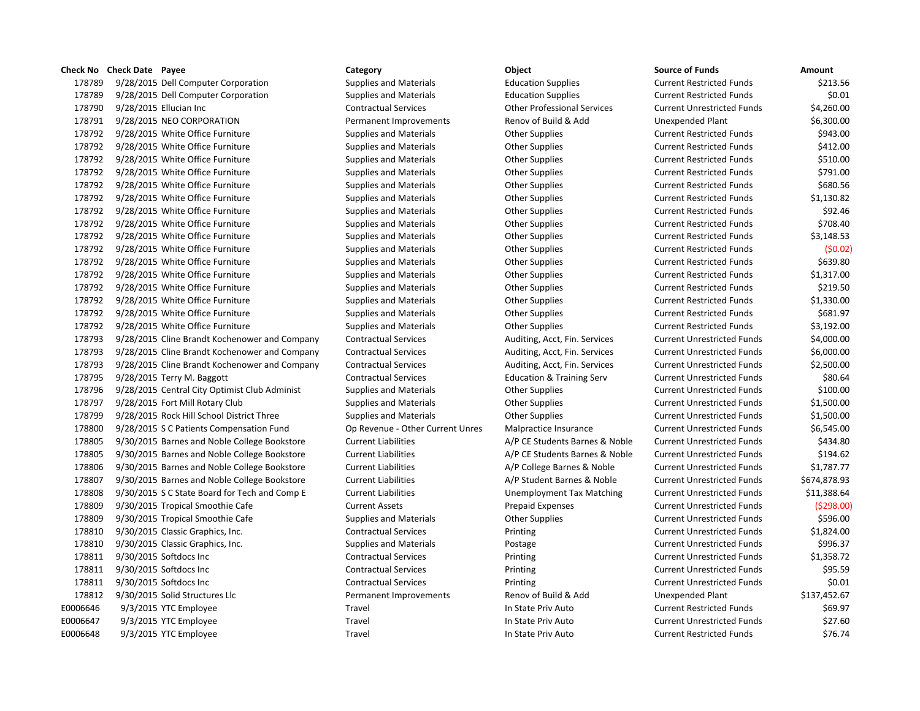| Check No | Check Date | Payee | Category | Object | Source of Funds | Amount |
|---|---|---|---|---|---|---|
| 178789 | 9/28/2015 | Dell Computer Corporation | Supplies and Materials | Education Supplies | Current Restricted Funds | $213.56 |
| 178789 | 9/28/2015 | Dell Computer Corporation | Supplies and Materials | Education Supplies | Current Restricted Funds | $0.01 |
| 178790 | 9/28/2015 | Ellucian Inc | Contractual Services | Other Professional Services | Current Unrestricted Funds | $4,260.00 |
| 178791 | 9/28/2015 | NEO CORPORATION | Permanent Improvements | Renov of Build & Add | Unexpended Plant | $6,300.00 |
| 178792 | 9/28/2015 | White Office Furniture | Supplies and Materials | Other Supplies | Current Restricted Funds | $943.00 |
| 178792 | 9/28/2015 | White Office Furniture | Supplies and Materials | Other Supplies | Current Restricted Funds | $412.00 |
| 178792 | 9/28/2015 | White Office Furniture | Supplies and Materials | Other Supplies | Current Restricted Funds | $510.00 |
| 178792 | 9/28/2015 | White Office Furniture | Supplies and Materials | Other Supplies | Current Restricted Funds | $791.00 |
| 178792 | 9/28/2015 | White Office Furniture | Supplies and Materials | Other Supplies | Current Restricted Funds | $680.56 |
| 178792 | 9/28/2015 | White Office Furniture | Supplies and Materials | Other Supplies | Current Restricted Funds | $1,130.82 |
| 178792 | 9/28/2015 | White Office Furniture | Supplies and Materials | Other Supplies | Current Restricted Funds | $92.46 |
| 178792 | 9/28/2015 | White Office Furniture | Supplies and Materials | Other Supplies | Current Restricted Funds | $708.40 |
| 178792 | 9/28/2015 | White Office Furniture | Supplies and Materials | Other Supplies | Current Restricted Funds | $3,148.53 |
| 178792 | 9/28/2015 | White Office Furniture | Supplies and Materials | Other Supplies | Current Restricted Funds | ($0.02) |
| 178792 | 9/28/2015 | White Office Furniture | Supplies and Materials | Other Supplies | Current Restricted Funds | $639.80 |
| 178792 | 9/28/2015 | White Office Furniture | Supplies and Materials | Other Supplies | Current Restricted Funds | $1,317.00 |
| 178792 | 9/28/2015 | White Office Furniture | Supplies and Materials | Other Supplies | Current Restricted Funds | $219.50 |
| 178792 | 9/28/2015 | White Office Furniture | Supplies and Materials | Other Supplies | Current Restricted Funds | $1,330.00 |
| 178792 | 9/28/2015 | White Office Furniture | Supplies and Materials | Other Supplies | Current Restricted Funds | $681.97 |
| 178792 | 9/28/2015 | White Office Furniture | Supplies and Materials | Other Supplies | Current Restricted Funds | $3,192.00 |
| 178793 | 9/28/2015 | Cline Brandt Kochenower and Company | Contractual Services | Auditing, Acct, Fin. Services | Current Unrestricted Funds | $4,000.00 |
| 178793 | 9/28/2015 | Cline Brandt Kochenower and Company | Contractual Services | Auditing, Acct, Fin. Services | Current Unrestricted Funds | $6,000.00 |
| 178793 | 9/28/2015 | Cline Brandt Kochenower and Company | Contractual Services | Auditing, Acct, Fin. Services | Current Unrestricted Funds | $2,500.00 |
| 178795 | 9/28/2015 | Terry M. Baggott | Contractual Services | Education & Training Serv | Current Unrestricted Funds | $80.64 |
| 178796 | 9/28/2015 | Central City Optimist Club Administ | Supplies and Materials | Other Supplies | Current Unrestricted Funds | $100.00 |
| 178797 | 9/28/2015 | Fort Mill Rotary Club | Supplies and Materials | Other Supplies | Current Unrestricted Funds | $1,500.00 |
| 178799 | 9/28/2015 | Rock Hill School District Three | Supplies and Materials | Other Supplies | Current Unrestricted Funds | $1,500.00 |
| 178800 | 9/28/2015 | S C Patients Compensation Fund | Op Revenue - Other Current Unres | Malpractice Insurance | Current Unrestricted Funds | $6,545.00 |
| 178805 | 9/30/2015 | Barnes and Noble College Bookstore | Current Liabilities | A/P CE Students Barnes & Noble | Current Unrestricted Funds | $434.80 |
| 178805 | 9/30/2015 | Barnes and Noble College Bookstore | Current Liabilities | A/P CE Students Barnes & Noble | Current Unrestricted Funds | $194.62 |
| 178806 | 9/30/2015 | Barnes and Noble College Bookstore | Current Liabilities | A/P College Barnes & Noble | Current Unrestricted Funds | $1,787.77 |
| 178807 | 9/30/2015 | Barnes and Noble College Bookstore | Current Liabilities | A/P Student Barnes & Noble | Current Unrestricted Funds | $674,878.93 |
| 178808 | 9/30/2015 | S C State Board for Tech and Comp E | Current Liabilities | Unemployment Tax Matching | Current Unrestricted Funds | $11,388.64 |
| 178809 | 9/30/2015 | Tropical Smoothie Cafe | Current Assets | Prepaid Expenses | Current Unrestricted Funds | ($298.00) |
| 178809 | 9/30/2015 | Tropical Smoothie Cafe | Supplies and Materials | Other Supplies | Current Unrestricted Funds | $596.00 |
| 178810 | 9/30/2015 | Classic Graphics, Inc. | Contractual Services | Printing | Current Unrestricted Funds | $1,824.00 |
| 178810 | 9/30/2015 | Classic Graphics, Inc. | Supplies and Materials | Postage | Current Unrestricted Funds | $996.37 |
| 178811 | 9/30/2015 | Softdocs Inc | Contractual Services | Printing | Current Unrestricted Funds | $1,358.72 |
| 178811 | 9/30/2015 | Softdocs Inc | Contractual Services | Printing | Current Unrestricted Funds | $95.59 |
| 178811 | 9/30/2015 | Softdocs Inc | Contractual Services | Printing | Current Unrestricted Funds | $0.01 |
| 178812 | 9/30/2015 | Solid Structures Llc | Permanent Improvements | Renov of Build & Add | Unexpended Plant | $137,452.67 |
| E0006646 | 9/3/2015 | YTC Employee | Travel | In State Priv Auto | Current Restricted Funds | $69.97 |
| E0006647 | 9/3/2015 | YTC Employee | Travel | In State Priv Auto | Current Unrestricted Funds | $27.60 |
| E0006648 | 9/3/2015 | YTC Employee | Travel | In State Priv Auto | Current Restricted Funds | $76.74 |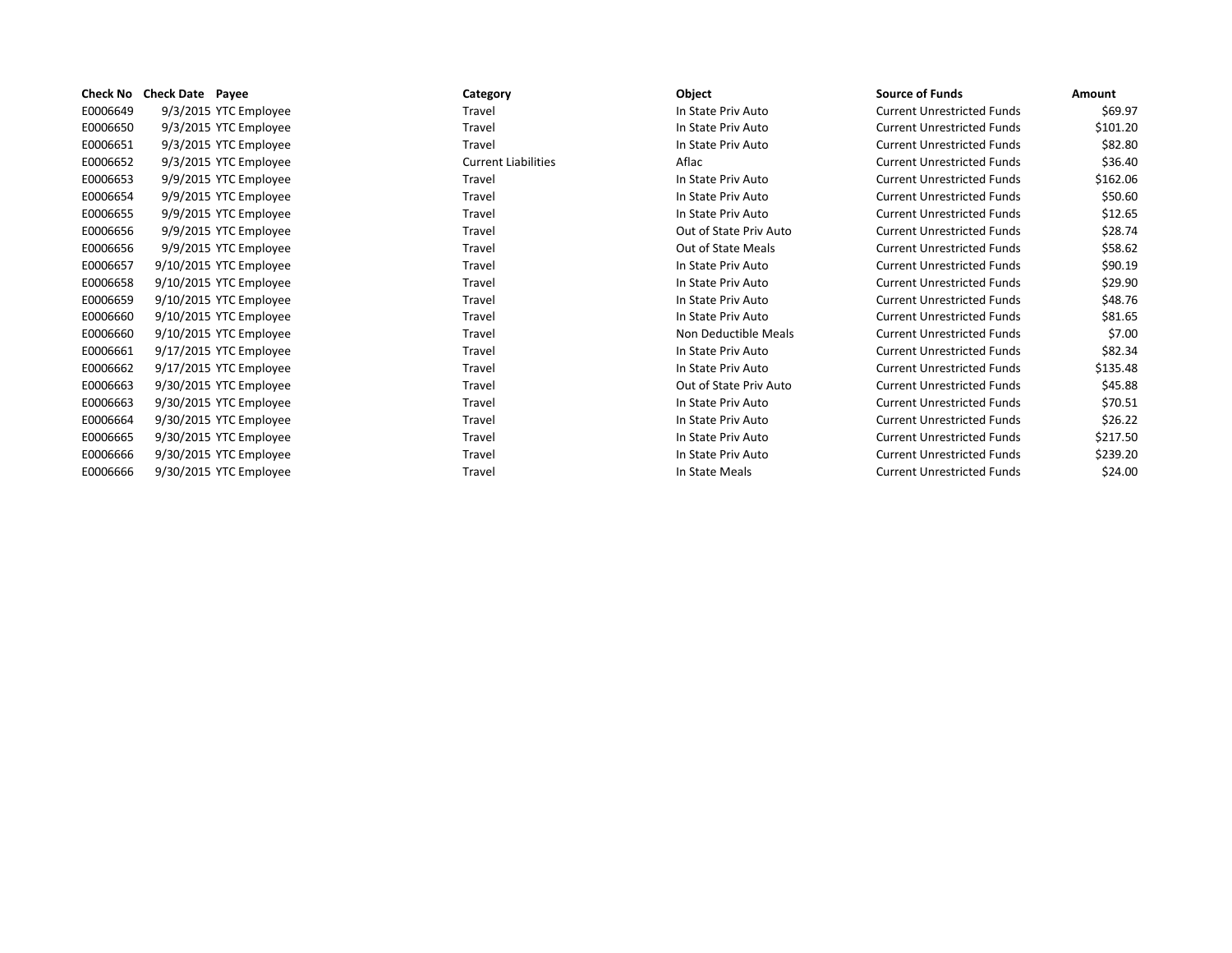| Check No | Check Date | Payee | Category | Object | Source of Funds | Amount |
|---|---|---|---|---|---|---|
| E0006649 | 9/3/2015 | YTC Employee | Travel | In State Priv Auto | Current Unrestricted Funds | $69.97 |
| E0006650 | 9/3/2015 | YTC Employee | Travel | In State Priv Auto | Current Unrestricted Funds | $101.20 |
| E0006651 | 9/3/2015 | YTC Employee | Travel | In State Priv Auto | Current Unrestricted Funds | $82.80 |
| E0006652 | 9/3/2015 | YTC Employee | Current Liabilities | Aflac | Current Unrestricted Funds | $36.40 |
| E0006653 | 9/9/2015 | YTC Employee | Travel | In State Priv Auto | Current Unrestricted Funds | $162.06 |
| E0006654 | 9/9/2015 | YTC Employee | Travel | In State Priv Auto | Current Unrestricted Funds | $50.60 |
| E0006655 | 9/9/2015 | YTC Employee | Travel | In State Priv Auto | Current Unrestricted Funds | $12.65 |
| E0006656 | 9/9/2015 | YTC Employee | Travel | Out of State Priv Auto | Current Unrestricted Funds | $28.74 |
| E0006656 | 9/9/2015 | YTC Employee | Travel | Out of State Meals | Current Unrestricted Funds | $58.62 |
| E0006657 | 9/10/2015 | YTC Employee | Travel | In State Priv Auto | Current Unrestricted Funds | $90.19 |
| E0006658 | 9/10/2015 | YTC Employee | Travel | In State Priv Auto | Current Unrestricted Funds | $29.90 |
| E0006659 | 9/10/2015 | YTC Employee | Travel | In State Priv Auto | Current Unrestricted Funds | $48.76 |
| E0006660 | 9/10/2015 | YTC Employee | Travel | In State Priv Auto | Current Unrestricted Funds | $81.65 |
| E0006660 | 9/10/2015 | YTC Employee | Travel | Non Deductible Meals | Current Unrestricted Funds | $7.00 |
| E0006661 | 9/17/2015 | YTC Employee | Travel | In State Priv Auto | Current Unrestricted Funds | $82.34 |
| E0006662 | 9/17/2015 | YTC Employee | Travel | In State Priv Auto | Current Unrestricted Funds | $135.48 |
| E0006663 | 9/30/2015 | YTC Employee | Travel | Out of State Priv Auto | Current Unrestricted Funds | $45.88 |
| E0006663 | 9/30/2015 | YTC Employee | Travel | In State Priv Auto | Current Unrestricted Funds | $70.51 |
| E0006664 | 9/30/2015 | YTC Employee | Travel | In State Priv Auto | Current Unrestricted Funds | $26.22 |
| E0006665 | 9/30/2015 | YTC Employee | Travel | In State Priv Auto | Current Unrestricted Funds | $217.50 |
| E0006666 | 9/30/2015 | YTC Employee | Travel | In State Priv Auto | Current Unrestricted Funds | $239.20 |
| E0006666 | 9/30/2015 | YTC Employee | Travel | In State Meals | Current Unrestricted Funds | $24.00 |